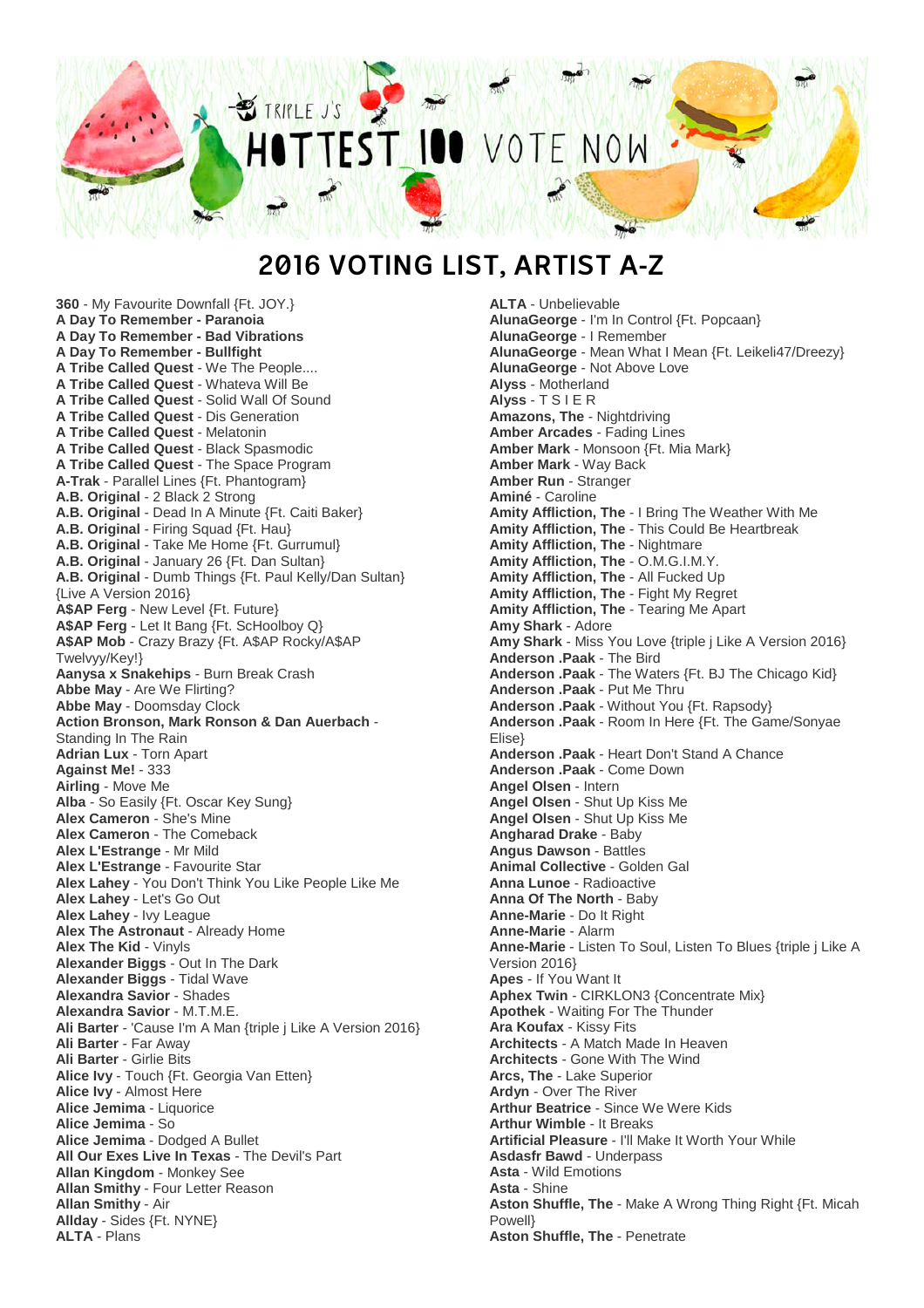TRIPLE J'S HOTTEST 100 VOTE NOW

# 2016 VOTING LIST, ARTIST A-Z

**360** - My Favourite Downfall {Ft. JOY.}
**A Day To Remember - Paranoia**
**A Day To Remember - Bad Vibrations**
**A Day To Remember - Bullfight**
**A Tribe Called Quest** - We The People....
**A Tribe Called Quest** - Whateva Will Be
**A Tribe Called Quest** - Solid Wall Of Sound
**A Tribe Called Quest** - Dis Generation
**A Tribe Called Quest** - Melatonin
**A Tribe Called Quest** - Black Spasmodic
**A Tribe Called Quest** - The Space Program
**A-Trak** - Parallel Lines {Ft. Phantogram}
**A.B. Original** - 2 Black 2 Strong
**A.B. Original** - Dead In A Minute {Ft. Caiti Baker}
**A.B. Original** - Firing Squad {Ft. Hau}
**A.B. Original** - Take Me Home {Ft. Gurrumul}
**A.B. Original** - January 26 {Ft. Dan Sultan}
**A.B. Original** - Dumb Things {Ft. Paul Kelly/Dan Sultan} {Live A Version 2016}
**A$AP Ferg** - New Level {Ft. Future}
**A$AP Ferg** - Let It Bang {Ft. ScHoolboy Q}
**A$AP Mob** - Crazy Brazy {Ft. A$AP Rocky/A$AP Twelvyy/Key!}
**Aanysa x Snakehips** - Burn Break Crash
**Abbe May** - Are We Flirting?
**Abbe May** - Doomsday Clock
**Action Bronson, Mark Ronson & Dan Auerbach** - Standing In The Rain
**Adrian Lux** - Torn Apart
**Against Me!** - 333
**Airling** - Move Me
**Alba** - So Easily {Ft. Oscar Key Sung}
**Alex Cameron** - She's Mine
**Alex Cameron** - The Comeback
**Alex L'Estrange** - Mr Mild
**Alex L'Estrange** - Favourite Star
**Alex Lahey** - You Don't Think You Like People Like Me
**Alex Lahey** - Let's Go Out
**Alex Lahey** - Ivy League
**Alex The Astronaut** - Already Home
**Alex The Kid** - Vinyls
**Alexander Biggs** - Out In The Dark
**Alexander Biggs** - Tidal Wave
**Alexandra Savior** - Shades
**Alexandra Savior** - M.T.M.E.
**Ali Barter** - 'Cause I'm A Man {triple j Like A Version 2016}
**Ali Barter** - Far Away
**Ali Barter** - Girlie Bits
**Alice Ivy** - Touch {Ft. Georgia Van Etten}
**Alice Ivy** - Almost Here
**Alice Jemima** - Liquorice
**Alice Jemima** - So
**Alice Jemima** - Dodged A Bullet
**All Our Exes Live In Texas** - The Devil's Part
**Allan Kingdom** - Monkey See
**Allan Smithy** - Four Letter Reason
**Allan Smithy** - Air
**Allday** - Sides {Ft. NYNE}
**ALTA** - Plans
**ALTA** - Unbelievable
**AlunaGeorge** - I'm In Control {Ft. Popcaan}
**AlunaGeorge** - I Remember
**AlunaGeorge** - Mean What I Mean {Ft. Leikeli47/Dreezy}
**AlunaGeorge** - Not Above Love
**Alyss** - Motherland
**Alyss** - T S I E R
**Amazons, The** - Nightdriving
**Amber Arcades** - Fading Lines
**Amber Mark** - Monsoon {Ft. Mia Mark}
**Amber Mark** - Way Back
**Amber Run** - Stranger
**Aminé** - Caroline
**Amity Affliction, The** - I Bring The Weather With Me
**Amity Affliction, The** - This Could Be Heartbreak
**Amity Affliction, The** - Nightmare
**Amity Affliction, The** - O.M.G.I.M.Y.
**Amity Affliction, The** - All Fucked Up
**Amity Affliction, The** - Fight My Regret
**Amity Affliction, The** - Tearing Me Apart
**Amy Shark** - Adore
**Amy Shark** - Miss You Love {triple j Like A Version 2016}
**Anderson .Paak** - The Bird
**Anderson .Paak** - The Waters {Ft. BJ The Chicago Kid}
**Anderson .Paak** - Put Me Thru
**Anderson .Paak** - Without You {Ft. Rapsody}
**Anderson .Paak** - Room In Here {Ft. The Game/Sonyae Elise}
**Anderson .Paak** - Heart Don't Stand A Chance
**Anderson .Paak** - Come Down
**Angel Olsen** - Intern
**Angel Olsen** - Shut Up Kiss Me
**Angel Olsen** - Shut Up Kiss Me
**Angharad Drake** - Baby
**Angus Dawson** - Battles
**Animal Collective** - Golden Gal
**Anna Lunoe** - Radioactive
**Anna Of The North** - Baby
**Anne-Marie** - Do It Right
**Anne-Marie** - Alarm
**Anne-Marie** - Listen To Soul, Listen To Blues {triple j Like A Version 2016}
**Apes** - If You Want It
**Aphex Twin** - CIRKLON3 {Concentrate Mix}
**Apothek** - Waiting For The Thunder
**Ara Koufax** - Kissy Fits
**Architects** - A Match Made In Heaven
**Architects** - Gone With The Wind
**Arcs, The** - Lake Superior
**Ardyn** - Over The River
**Arthur Beatrice** - Since We Were Kids
**Arthur Wimble** - It Breaks
**Artificial Pleasure** - I'll Make It Worth Your While
**Asdasfr Bawd** - Underpass
**Asta** - Wild Emotions
**Asta** - Shine
**Aston Shuffle, The** - Make A Wrong Thing Right {Ft. Micah Powell}
**Aston Shuffle, The** - Penetrate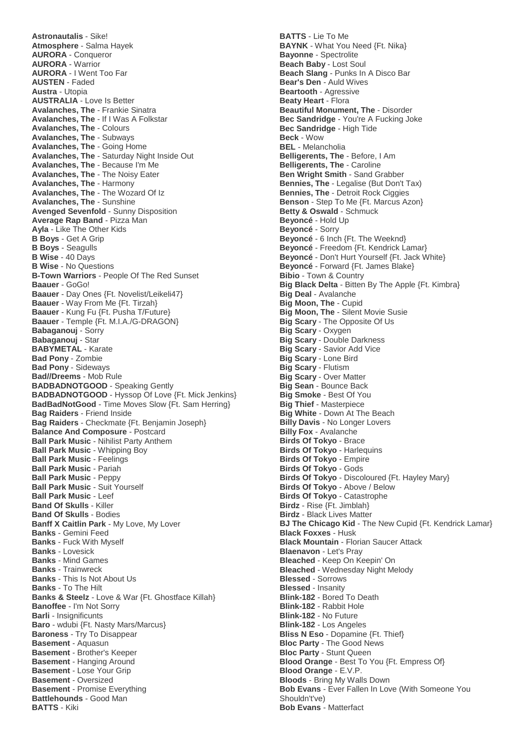**Astronautalis** - Sike!
**Atmosphere** - Salma Hayek
**AURORA** - Conqueror
**AURORA** - Warrior
**AURORA** - I Went Too Far
**AUSTEN** - Faded
**Austra** - Utopia
**AUSTRALIA** - Love Is Better
**Avalanches, The** - Frankie Sinatra
**Avalanches, The** - If I Was A Folkstar
**Avalanches, The** - Colours
**Avalanches, The** - Subways
**Avalanches, The** - Going Home
**Avalanches, The** - Saturday Night Inside Out
**Avalanches, The** - Because I'm Me
**Avalanches, The** - The Noisy Eater
**Avalanches, The** - Harmony
**Avalanches, The** - The Wozard Of Iz
**Avalanches, The** - Sunshine
**Avenged Sevenfold** - Sunny Disposition
**Average Rap Band** - Pizza Man
**Ayla** - Like The Other Kids
**B Boys** - Get A Grip
**B Boys** - Seagulls
**B Wise** - 40 Days
**B Wise** - No Questions
**B-Town Warriors** - People Of The Red Sunset
**Baauer** - GoGo!
**Baauer** - Day Ones {Ft. Novelist/Leikeli47}
**Baauer** - Way From Me {Ft. Tirzah}
**Baauer** - Kung Fu {Ft. Pusha T/Future}
**Baauer** - Temple {Ft. M.I.A./G-DRAGON}
**Babaganouj** - Sorry
**Babaganouj** - Star
**BABYMETAL** - Karate
**Bad Pony** - Zombie
**Bad Pony** - Sideways
**Bad//Dreems** - Mob Rule
**BADBADNOTGOOD** - Speaking Gently
**BADBADNOTGOOD** - Hyssop Of Love {Ft. Mick Jenkins}
**BadBadNotGood** - Time Moves Slow {Ft. Sam Herring}
**Bag Raiders** - Friend Inside
**Bag Raiders** - Checkmate {Ft. Benjamin Joseph}
**Balance And Composure** - Postcard
**Ball Park Music** - Nihilist Party Anthem
**Ball Park Music** - Whipping Boy
**Ball Park Music** - Feelings
**Ball Park Music** - Pariah
**Ball Park Music** - Peppy
**Ball Park Music** - Suit Yourself
**Ball Park Music** - Leef
**Band Of Skulls** - Killer
**Band Of Skulls** - Bodies
**Banff X Caitlin Park** - My Love, My Lover
**Banks** - Gemini Feed
**Banks** - Fuck With Myself
**Banks** - Lovesick
**Banks** - Mind Games
**Banks** - Trainwreck
**Banks** - This Is Not About Us
**Banks** - To The Hilt
**Banks & Steelz** - Love & War {Ft. Ghostface Killah}
**Banoffee** - I'm Not Sorry
**Barli** - Insignificunts
**Baro** - wdubi {Ft. Nasty Mars/Marcus}
**Baroness** - Try To Disappear
**Basement** - Aquasun
**Basement** - Brother's Keeper
**Basement** - Hanging Around
**Basement** - Lose Your Grip
**Basement** - Oversized
**Basement** - Promise Everything
**Battlehounds** - Good Man
**BATTS** - Kiki
**BATTS** - Lie To Me
**BAYNK** - What You Need {Ft. Nika}
**Bayonne** - Spectrolite
**Beach Baby** - Lost Soul
**Beach Slang** - Punks In A Disco Bar
**Bear's Den** - Auld Wives
**Beartooth** - Agressive
**Beaty Heart** - Flora
**Beautiful Monument, The** - Disorder
**Bec Sandridge** - You're A Fucking Joke
**Bec Sandridge** - High Tide
**Beck** - Wow
**BEL** - Melancholia
**Belligerents, The** - Before, I Am
**Belligerents, The** - Caroline
**Ben Wright Smith** - Sand Grabber
**Bennies, The** - Legalise (But Don't Tax)
**Bennies, The** - Detroit Rock Ciggies
**Benson** - Step To Me {Ft. Marcus Azon}
**Betty & Oswald** - Schmuck
**Beyoncé** - Hold Up
**Beyoncé** - Sorry
**Beyoncé** - 6 Inch {Ft. The Weeknd}
**Beyoncé** - Freedom {Ft. Kendrick Lamar}
**Beyoncé** - Don't Hurt Yourself {Ft. Jack White}
**Beyoncé** - Forward {Ft. James Blake}
**Bibio** - Town & Country
**Big Black Delta** - Bitten By The Apple {Ft. Kimbra}
**Big Deal** - Avalanche
**Big Moon, The** - Cupid
**Big Moon, The** - Silent Movie Susie
**Big Scary** - The Opposite Of Us
**Big Scary** - Oxygen
**Big Scary** - Double Darkness
**Big Scary** - Savior Add Vice
**Big Scary** - Lone Bird
**Big Scary** - Flutism
**Big Scary** - Over Matter
**Big Sean** - Bounce Back
**Big Smoke** - Best Of You
**Big Thief** - Masterpiece
**Big White** - Down At The Beach
**Billy Davis** - No Longer Lovers
**Billy Fox** - Avalanche
**Birds Of Tokyo** - Brace
**Birds Of Tokyo** - Harlequins
**Birds Of Tokyo** - Empire
**Birds Of Tokyo** - Gods
**Birds Of Tokyo** - Discoloured {Ft. Hayley Mary}
**Birds Of Tokyo** - Above / Below
**Birds Of Tokyo** - Catastrophe
**Birdz** - Rise {Ft. Jimblah}
**Birdz** - Black Lives Matter
**BJ The Chicago Kid** - The New Cupid {Ft. Kendrick Lamar}
**Black Foxxes** - Husk
**Black Mountain** - Florian Saucer Attack
**Blaenavon** - Let's Pray
**Bleached** - Keep On Keepin' On
**Bleached** - Wednesday Night Melody
**Blessed** - Sorrows
**Blessed** - Insanity
**Blink-182** - Bored To Death
**Blink-182** - Rabbit Hole
**Blink-182** - No Future
**Blink-182** - Los Angeles
**Bliss N Eso** - Dopamine {Ft. Thief}
**Bloc Party** - The Good News
**Bloc Party** - Stunt Queen
**Blood Orange** - Best To You {Ft. Empress Of}
**Blood Orange** - E.V.P.
**Bloods** - Bring My Walls Down
**Bob Evans** - Ever Fallen In Love (With Someone You Shouldn't've)
**Bob Evans** - Matterfact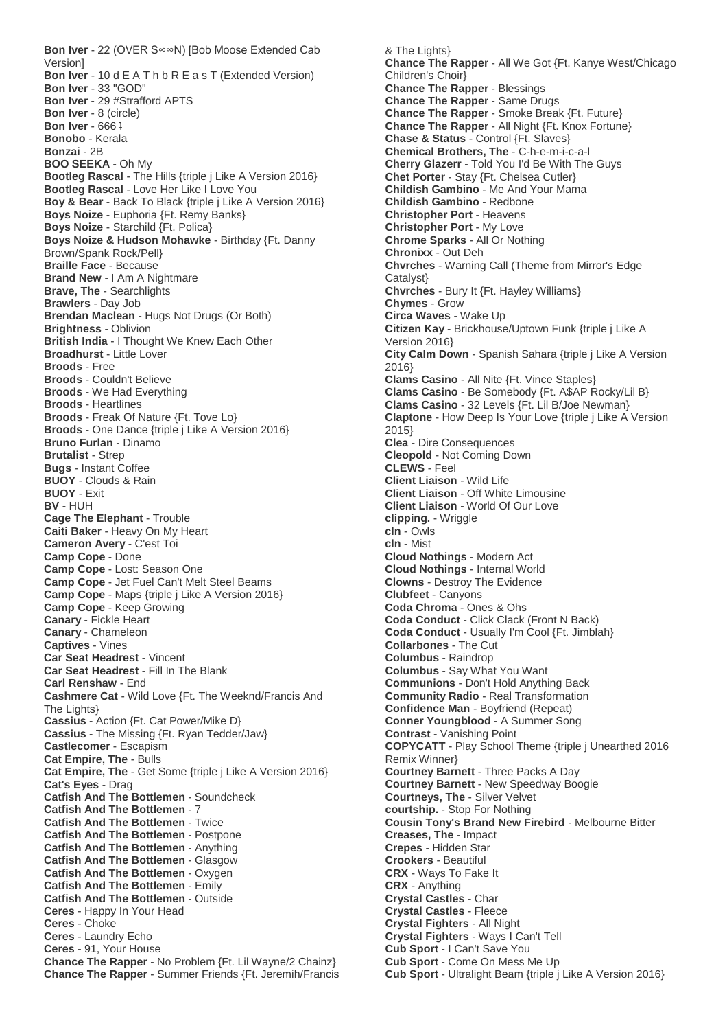**Bon Iver** - 22 (OVER S∞∞N) [Bob Moose Extended Cab Version]
**Bon Iver** - 10 d E A T h b R E a s T (Extended Version)
**Bon Iver** - 33 "GOD"
**Bon Iver** - 29 #Strafford APTS
**Bon Iver** - 8 (circle)
**Bon Iver** - 666 ꜜ
**Bonobo** - Kerala
**Bonzai** - 2B
**BOO SEEKA** - Oh My
**Bootleg Rascal** - The Hills {triple j Like A Version 2016}
**Bootleg Rascal** - Love Her Like I Love You
**Boy & Bear** - Back To Black {triple j Like A Version 2016}
**Boys Noize** - Euphoria {Ft. Remy Banks}
**Boys Noize** - Starchild {Ft. Polica}
**Boys Noize & Hudson Mohawke** - Birthday {Ft. Danny Brown/Spank Rock/Pell}
**Braille Face** - Because
**Brand New** - I Am A Nightmare
**Brave, The** - Searchlights
**Brawlers** - Day Job
**Brendan Maclean** - Hugs Not Drugs (Or Both)
**Brightness** - Oblivion
**British India** - I Thought We Knew Each Other
**Broadhurst** - Little Lover
**Broods** - Free
**Broods** - Couldn't Believe
**Broods** - We Had Everything
**Broods** - Heartlines
**Broods** - Freak Of Nature {Ft. Tove Lo}
**Broods** - One Dance {triple j Like A Version 2016}
**Bruno Furlan** - Dinamo
**Brutalist** - Strep
**Bugs** - Instant Coffee
**BUOY** - Clouds & Rain
**BUOY** - Exit
**BV** - HUH
**Cage The Elephant** - Trouble
**Caiti Baker** - Heavy On My Heart
**Cameron Avery** - C'est Toi
**Camp Cope** - Done
**Camp Cope** - Lost: Season One
**Camp Cope** - Jet Fuel Can't Melt Steel Beams
**Camp Cope** - Maps {triple j Like A Version 2016}
**Camp Cope** - Keep Growing
**Canary** - Fickle Heart
**Canary** - Chameleon
**Captives** - Vines
**Car Seat Headrest** - Vincent
**Car Seat Headrest** - Fill In The Blank
**Carl Renshaw** - End
**Cashmere Cat** - Wild Love {Ft. The Weeknd/Francis And The Lights}
**Cassius** - Action {Ft. Cat Power/Mike D}
**Cassius** - The Missing {Ft. Ryan Tedder/Jaw}
**Castlecomer** - Escapism
**Cat Empire, The** - Bulls
**Cat Empire, The** - Get Some {triple j Like A Version 2016}
**Cat's Eyes** - Drag
**Catfish And The Bottlemen** - Soundcheck
**Catfish And The Bottlemen** - 7
**Catfish And The Bottlemen** - Twice
**Catfish And The Bottlemen** - Postpone
**Catfish And The Bottlemen** - Anything
**Catfish And The Bottlemen** - Glasgow
**Catfish And The Bottlemen** - Oxygen
**Catfish And The Bottlemen** - Emily
**Catfish And The Bottlemen** - Outside
**Ceres** - Happy In Your Head
**Ceres** - Choke
**Ceres** - Laundry Echo
**Ceres** - 91, Your House
**Chance The Rapper** - No Problem {Ft. Lil Wayne/2 Chainz}
**Chance The Rapper** - Summer Friends {Ft. Jeremih/Francis & The Lights}
**Chance The Rapper** - All We Got {Ft. Kanye West/Chicago Children's Choir}
**Chance The Rapper** - Blessings
**Chance The Rapper** - Same Drugs
**Chance The Rapper** - Smoke Break {Ft. Future}
**Chance The Rapper** - All Night {Ft. Knox Fortune}
**Chase & Status** - Control {Ft. Slaves}
**Chemical Brothers, The** - C-h-e-m-i-c-a-l
**Cherry Glazerr** - Told You I'd Be With The Guys
**Chet Porter** - Stay {Ft. Chelsea Cutler}
**Childish Gambino** - Me And Your Mama
**Childish Gambino** - Redbone
**Christopher Port** - Heavens
**Christopher Port** - My Love
**Chrome Sparks** - All Or Nothing
**Chronixx** - Out Deh
**Chvrches** - Warning Call (Theme from Mirror's Edge Catalyst}
**Chvrches** - Bury It {Ft. Hayley Williams}
**Chymes** - Grow
**Circa Waves** - Wake Up
**Citizen Kay** - Brickhouse/Uptown Funk {triple j Like A Version 2016}
**City Calm Down** - Spanish Sahara {triple j Like A Version 2016}
**Clams Casino** - All Nite {Ft. Vince Staples}
**Clams Casino** - Be Somebody {Ft. A$AP Rocky/Lil B}
**Clams Casino** - 32 Levels {Ft. Lil B/Joe Newman}
**Claptone** - How Deep Is Your Love {triple j Like A Version 2015}
**Clea** - Dire Consequences
**Cleopold** - Not Coming Down
**CLEWS** - Feel
**Client Liaison** - Wild Life
**Client Liaison** - Off White Limousine
**Client Liaison** - World Of Our Love
**clipping.** - Wriggle
**cln** - Owls
**cln** - Mist
**Cloud Nothings** - Modern Act
**Cloud Nothings** - Internal World
**Clowns** - Destroy The Evidence
**Clubfeet** - Canyons
**Coda Chroma** - Ones & Ohs
**Coda Conduct** - Click Clack (Front N Back)
**Coda Conduct** - Usually I'm Cool {Ft. Jimblah}
**Collarbones** - The Cut
**Columbus** - Raindrop
**Columbus** - Say What You Want
**Communions** - Don't Hold Anything Back
**Community Radio** - Real Transformation
**Confidence Man** - Boyfriend (Repeat)
**Conner Youngblood** - A Summer Song
**Contrast** - Vanishing Point
**COPYCATT** - Play School Theme {triple j Unearthed 2016 Remix Winner}
**Courtney Barnett** - Three Packs A Day
**Courtney Barnett** - New Speedway Boogie
**Courtneys, The** - Silver Velvet
**courtship.** - Stop For Nothing
**Cousin Tony's Brand New Firebird** - Melbourne Bitter
**Creases, The** - Impact
**Crepes** - Hidden Star
**Crookers** - Beautiful
**CRX** - Ways To Fake It
**CRX** - Anything
**Crystal Castles** - Char
**Crystal Castles** - Fleece
**Crystal Fighters** - All Night
**Crystal Fighters** - Ways I Can't Tell
**Cub Sport** - I Can't Save You
**Cub Sport** - Come On Mess Me Up
**Cub Sport** - Ultralight Beam {triple j Like A Version 2016}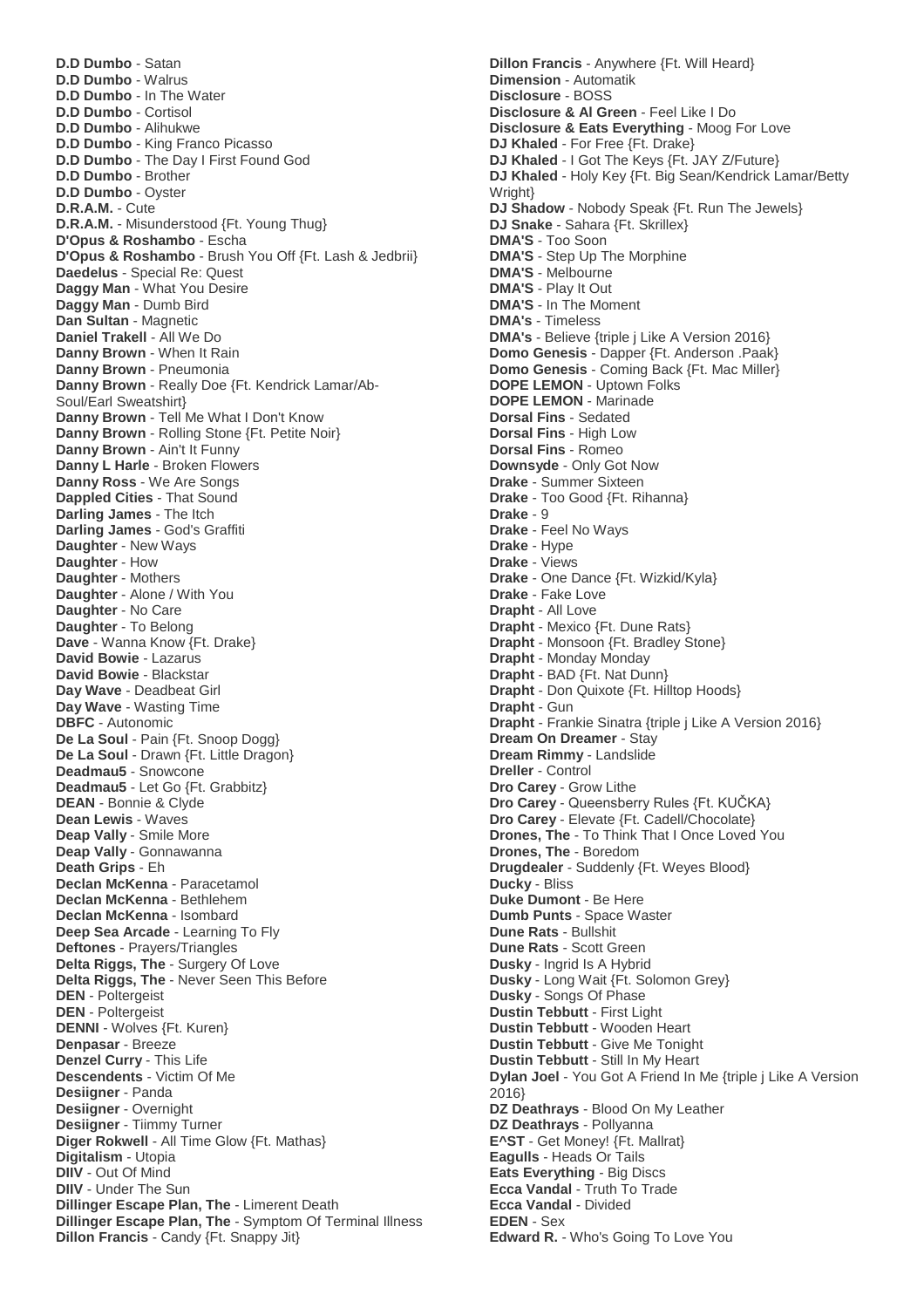**D.D Dumbo** - Satan
**D.D Dumbo** - Walrus
**D.D Dumbo** - In The Water
**D.D Dumbo** - Cortisol
**D.D Dumbo** - Alihukwe
**D.D Dumbo** - King Franco Picasso
**D.D Dumbo** - The Day I First Found God
**D.D Dumbo** - Brother
**D.D Dumbo** - Oyster
**D.R.A.M.** - Cute
**D.R.A.M.** - Misunderstood {Ft. Young Thug}
**D'Opus & Roshambo** - Escha
**D'Opus & Roshambo** - Brush You Off {Ft. Lash & Jedbrii}
**Daedelus** - Special Re: Quest
**Daggy Man** - What You Desire
**Daggy Man** - Dumb Bird
**Dan Sultan** - Magnetic
**Daniel Trakell** - All We Do
**Danny Brown** - When It Rain
**Danny Brown** - Pneumonia
**Danny Brown** - Really Doe {Ft. Kendrick Lamar/Ab-Soul/Earl Sweatshirt}
**Danny Brown** - Tell Me What I Don't Know
**Danny Brown** - Rolling Stone {Ft. Petite Noir}
**Danny Brown** - Ain't It Funny
**Danny L Harle** - Broken Flowers
**Danny Ross** - We Are Songs
**Dappled Cities** - That Sound
**Darling James** - The Itch
**Darling James** - God's Graffiti
**Daughter** - New Ways
**Daughter** - How
**Daughter** - Mothers
**Daughter** - Alone / With You
**Daughter** - No Care
**Daughter** - To Belong
**Dave** - Wanna Know {Ft. Drake}
**David Bowie** - Lazarus
**David Bowie** - Blackstar
**Day Wave** - Deadbeat Girl
**Day Wave** - Wasting Time
**DBFC** - Autonomic
**De La Soul** - Pain {Ft. Snoop Dogg}
**De La Soul** - Drawn {Ft. Little Dragon}
**Deadmau5** - Snowcone
**Deadmau5** - Let Go {Ft. Grabbitz}
**DEAN** - Bonnie & Clyde
**Dean Lewis** - Waves
**Deap Vally** - Smile More
**Deap Vally** - Gonnawanna
**Death Grips** - Eh
**Declan McKenna** - Paracetamol
**Declan McKenna** - Bethlehem
**Declan McKenna** - Isombard
**Deep Sea Arcade** - Learning To Fly
**Deftones** - Prayers/Triangles
**Delta Riggs, The** - Surgery Of Love
**Delta Riggs, The** - Never Seen This Before
**DEN** - Poltergeist
**DEN** - Poltergeist
**DENNI** - Wolves {Ft. Kuren}
**Denpasar** - Breeze
**Denzel Curry** - This Life
**Descendents** - Victim Of Me
**Desiigner** - Panda
**Desiigner** - Overnight
**Desiigner** - Tiimmy Turner
**Diger Rokwell** - All Time Glow {Ft. Mathas}
**Digitalism** - Utopia
**DIIV** - Out Of Mind
**DIIV** - Under The Sun
**Dillinger Escape Plan, The** - Limerent Death
**Dillinger Escape Plan, The** - Symptom Of Terminal Illness
**Dillon Francis** - Candy {Ft. Snappy Jit}
**Dillon Francis** - Anywhere {Ft. Will Heard}
**Dimension** - Automatik
**Disclosure** - BOSS
**Disclosure & Al Green** - Feel Like I Do
**Disclosure & Eats Everything** - Moog For Love
**DJ Khaled** - For Free {Ft. Drake}
**DJ Khaled** - I Got The Keys {Ft. JAY Z/Future}
**DJ Khaled** - Holy Key {Ft. Big Sean/Kendrick Lamar/Betty Wright}
**DJ Shadow** - Nobody Speak {Ft. Run The Jewels}
**DJ Snake** - Sahara {Ft. Skrillex}
**DMA'S** - Too Soon
**DMA'S** - Step Up The Morphine
**DMA'S** - Melbourne
**DMA'S** - Play It Out
**DMA'S** - In The Moment
**DMA's** - Timeless
**DMA's** - Believe {triple j Like A Version 2016}
**Domo Genesis** - Dapper {Ft. Anderson .Paak}
**Domo Genesis** - Coming Back {Ft. Mac Miller}
**DOPE LEMON** - Uptown Folks
**DOPE LEMON** - Marinade
**Dorsal Fins** - Sedated
**Dorsal Fins** - High Low
**Dorsal Fins** - Romeo
**Downsyde** - Only Got Now
**Drake** - Summer Sixteen
**Drake** - Too Good {Ft. Rihanna}
**Drake** - 9
**Drake** - Feel No Ways
**Drake** - Hype
**Drake** - Views
**Drake** - One Dance {Ft. Wizkid/Kyla}
**Drake** - Fake Love
**Drapht** - All Love
**Drapht** - Mexico {Ft. Dune Rats}
**Drapht** - Monsoon {Ft. Bradley Stone}
**Drapht** - Monday Monday
**Drapht** - BAD {Ft. Nat Dunn}
**Drapht** - Don Quixote {Ft. Hilltop Hoods}
**Drapht** - Gun
**Drapht** - Frankie Sinatra {triple j Like A Version 2016}
**Dream On Dreamer** - Stay
**Dream Rimmy** - Landslide
**Dreller** - Control
**Dro Carey** - Grow Lithe
**Dro Carey** - Queensberry Rules {Ft. KUČKA}
**Dro Carey** - Elevate {Ft. Cadell/Chocolate}
**Drones, The** - To Think That I Once Loved You
**Drones, The** - Boredom
**Drugdealer** - Suddenly {Ft. Weyes Blood}
**Ducky** - Bliss
**Duke Dumont** - Be Here
**Dumb Punts** - Space Waster
**Dune Rats** - Bullshit
**Dune Rats** - Scott Green
**Dusky** - Ingrid Is A Hybrid
**Dusky** - Long Wait {Ft. Solomon Grey}
**Dusky** - Songs Of Phase
**Dustin Tebbutt** - First Light
**Dustin Tebbutt** - Wooden Heart
**Dustin Tebbutt** - Give Me Tonight
**Dustin Tebbutt** - Still In My Heart
**Dylan Joel** - You Got A Friend In Me {triple j Like A Version 2016}
**DZ Deathrays** - Blood On My Leather
**DZ Deathrays** - Pollyanna
**E^ST** - Get Money! {Ft. Mallrat}
**Eagulls** - Heads Or Tails
**Eats Everything** - Big Discs
**Ecca Vandal** - Truth To Trade
**Ecca Vandal** - Divided
**EDEN** - Sex
**Edward R.** - Who's Going To Love You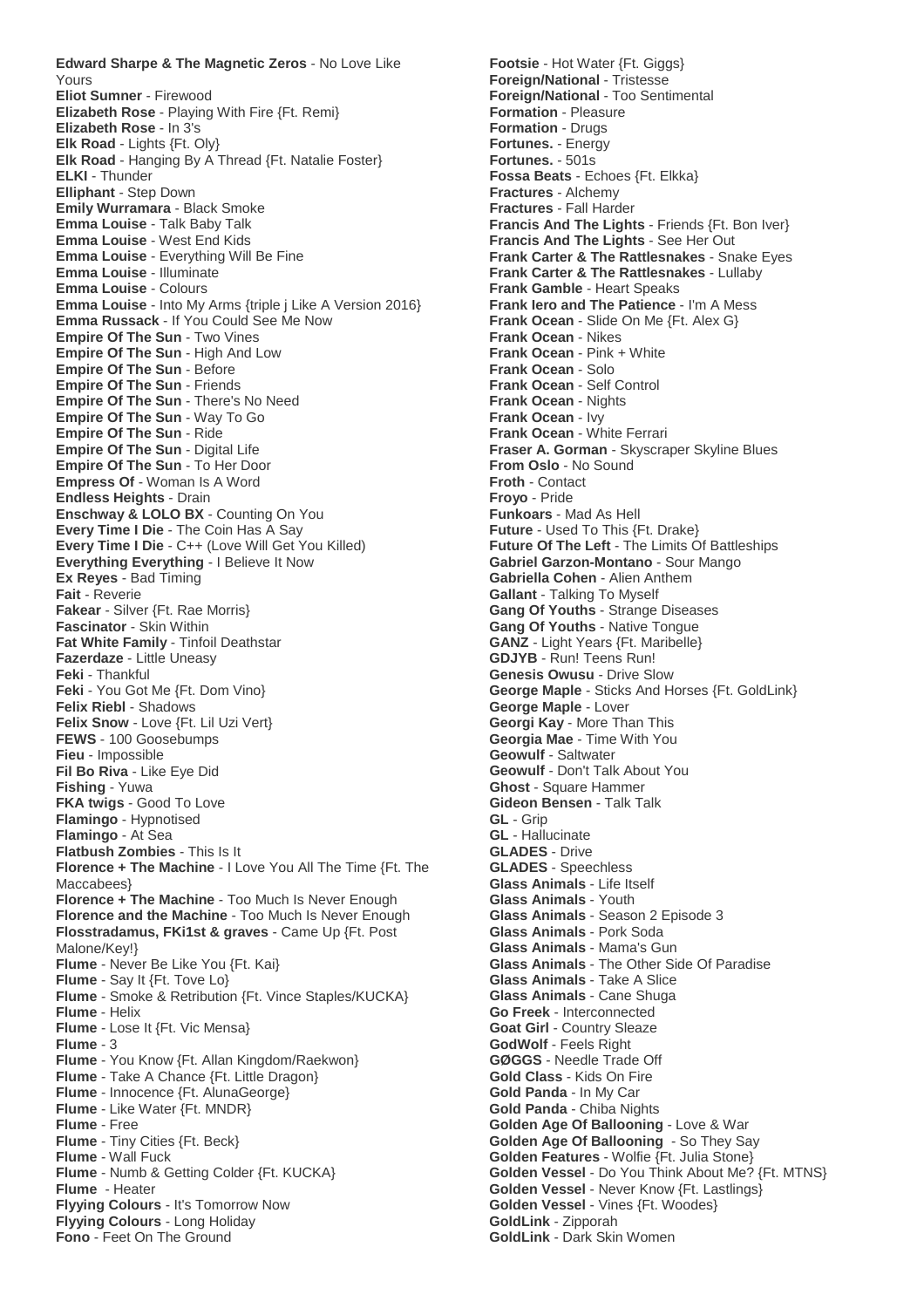**Edward Sharpe & The Magnetic Zeros** - No Love Like Yours
**Eliot Sumner** - Firewood
**Elizabeth Rose** - Playing With Fire {Ft. Remi}
**Elizabeth Rose** - In 3's
**Elk Road** - Lights {Ft. Oly}
**Elk Road** - Hanging By A Thread {Ft. Natalie Foster}
**ELKI** - Thunder
**Elliphant** - Step Down
**Emily Wurramara** - Black Smoke
**Emma Louise** - Talk Baby Talk
**Emma Louise** - West End Kids
**Emma Louise** - Everything Will Be Fine
**Emma Louise** - Illuminate
**Emma Louise** - Colours
**Emma Louise** - Into My Arms {triple j Like A Version 2016}
**Emma Russack** - If You Could See Me Now
**Empire Of The Sun** - Two Vines
**Empire Of The Sun** - High And Low
**Empire Of The Sun** - Before
**Empire Of The Sun** - Friends
**Empire Of The Sun** - There's No Need
**Empire Of The Sun** - Way To Go
**Empire Of The Sun** - Ride
**Empire Of The Sun** - Digital Life
**Empire Of The Sun** - To Her Door
**Empress Of** - Woman Is A Word
**Endless Heights** - Drain
**Enschway & LOLO BX** - Counting On You
**Every Time I Die** - The Coin Has A Say
**Every Time I Die** - C++ (Love Will Get You Killed)
**Everything Everything** - I Believe It Now
**Ex Reyes** - Bad Timing
**Fait** - Reverie
**Fakear** - Silver {Ft. Rae Morris}
**Fascinator** - Skin Within
**Fat White Family** - Tinfoil Deathstar
**Fazerdaze** - Little Uneasy
**Feki** - Thankful
**Feki** - You Got Me {Ft. Dom Vino}
**Felix Riebl** - Shadows
**Felix Snow** - Love {Ft. Lil Uzi Vert}
**FEWS** - 100 Goosebumps
**Fieu** - Impossible
**Fil Bo Riva** - Like Eye Did
**Fishing** - Yuwa
**FKA twigs** - Good To Love
**Flamingo** - Hypnotised
**Flamingo** - At Sea
**Flatbush Zombies** - This Is It
**Florence + The Machine** - I Love You All The Time {Ft. The Maccabees}
**Florence + The Machine** - Too Much Is Never Enough
**Florence and the Machine** - Too Much Is Never Enough
**Flosstradamus, FKi1st & graves** - Came Up {Ft. Post Malone/Key!}
**Flume** - Never Be Like You {Ft. Kai}
**Flume** - Say It {Ft. Tove Lo}
**Flume** - Smoke & Retribution {Ft. Vince Staples/KUCKA}
**Flume** - Helix
**Flume** - Lose It {Ft. Vic Mensa}
**Flume** - 3
**Flume** - You Know {Ft. Allan Kingdom/Raekwon}
**Flume** - Take A Chance {Ft. Little Dragon}
**Flume** - Innocence {Ft. AlunaGeorge}
**Flume** - Like Water {Ft. MNDR}
**Flume** - Free
**Flume** - Tiny Cities {Ft. Beck}
**Flume** - Wall Fuck
**Flume** - Numb & Getting Colder {Ft. KUCKA}
**Flume** - Heater
**Flyying Colours** - It's Tomorrow Now
**Flyying Colours** - Long Holiday
**Fono** - Feet On The Ground
**Footsie** - Hot Water {Ft. Giggs}
**Foreign/National** - Tristesse
**Foreign/National** - Too Sentimental
**Formation** - Pleasure
**Formation** - Drugs
**Fortunes.** - Energy
**Fortunes.** - 501s
**Fossa Beats** - Echoes {Ft. Elkka}
**Fractures** - Alchemy
**Fractures** - Fall Harder
**Francis And The Lights** - Friends {Ft. Bon Iver}
**Francis And The Lights** - See Her Out
**Frank Carter & The Rattlesnakes** - Snake Eyes
**Frank Carter & The Rattlesnakes** - Lullaby
**Frank Gamble** - Heart Speaks
**Frank Iero and The Patience** - I'm A Mess
**Frank Ocean** - Slide On Me {Ft. Alex G}
**Frank Ocean** - Nikes
**Frank Ocean** - Pink + White
**Frank Ocean** - Solo
**Frank Ocean** - Self Control
**Frank Ocean** - Nights
**Frank Ocean** - Ivy
**Frank Ocean** - White Ferrari
**Fraser A. Gorman** - Skyscraper Skyline Blues
**From Oslo** - No Sound
**Froth** - Contact
**Froyo** - Pride
**Funkoars** - Mad As Hell
**Future** - Used To This {Ft. Drake}
**Future Of The Left** - The Limits Of Battleships
**Gabriel Garzon-Montano** - Sour Mango
**Gabriella Cohen** - Alien Anthem
**Gallant** - Talking To Myself
**Gang Of Youths** - Strange Diseases
**Gang Of Youths** - Native Tongue
**GANZ** - Light Years {Ft. Maribelle}
**GDJYB** - Run! Teens Run!
**Genesis Owusu** - Drive Slow
**George Maple** - Sticks And Horses {Ft. GoldLink}
**George Maple** - Lover
**Georgi Kay** - More Than This
**Georgia Mae** - Time With You
**Geowulf** - Saltwater
**Geowulf** - Don't Talk About You
**Ghost** - Square Hammer
**Gideon Bensen** - Talk Talk
**GL** - Grip
**GL** - Hallucinate
**GLADES** - Drive
**GLADES** - Speechless
**Glass Animals** - Life Itself
**Glass Animals** - Youth
**Glass Animals** - Season 2 Episode 3
**Glass Animals** - Pork Soda
**Glass Animals** - Mama's Gun
**Glass Animals** - The Other Side Of Paradise
**Glass Animals** - Take A Slice
**Glass Animals** - Cane Shuga
**Go Freek** - Interconnected
**Goat Girl** - Country Sleaze
**GodWolf** - Feels Right
**GØGGS** - Needle Trade Off
**Gold Class** - Kids On Fire
**Gold Panda** - In My Car
**Gold Panda** - Chiba Nights
**Golden Age Of Ballooning** - Love & War
**Golden Age Of Ballooning** - So They Say
**Golden Features** - Wolfie {Ft. Julia Stone}
**Golden Vessel** - Do You Think About Me? {Ft. MTNS}
**Golden Vessel** - Never Know {Ft. Lastlings}
**Golden Vessel** - Vines {Ft. Woodes}
**GoldLink** - Zipporah
**GoldLink** - Dark Skin Women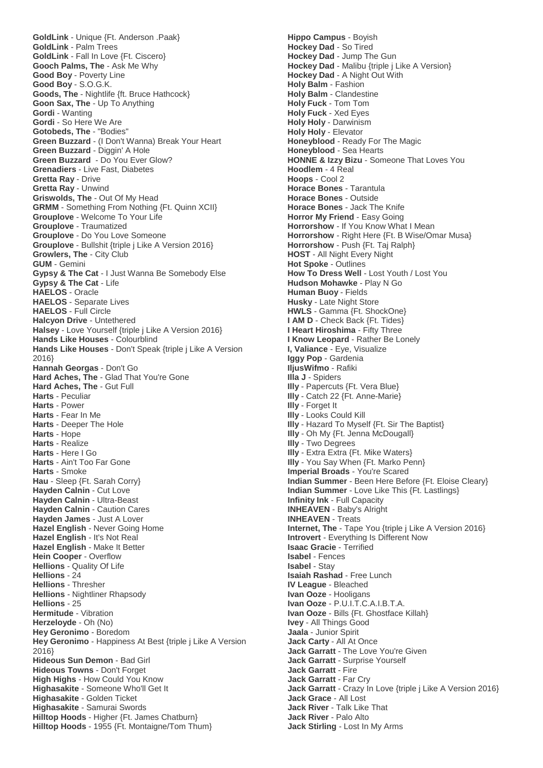**GoldLink** - Unique {Ft. Anderson .Paak}
**GoldLink** - Palm Trees
**GoldLink** - Fall In Love {Ft. Ciscero}
**Gooch Palms, The** - Ask Me Why
**Good Boy** - Poverty Line
**Good Boy** - S.O.G.K.
**Goods, The** - Nightlife {ft. Bruce Hathcock}
**Goon Sax, The** - Up To Anything
**Gordi** - Wanting
**Gordi** - So Here We Are
**Gotobeds, The** - "Bodies"
**Green Buzzard** - (I Don't Wanna) Break Your Heart
**Green Buzzard** - Diggin' A Hole
**Green Buzzard** - Do You Ever Glow?
**Grenadiers** - Live Fast, Diabetes
**Gretta Ray** - Drive
**Gretta Ray** - Unwind
**Griswolds, The** - Out Of My Head
**GRMM** - Something From Nothing {Ft. Quinn XCII}
**Grouplove** - Welcome To Your Life
**Grouplove** - Traumatized
**Grouplove** - Do You Love Someone
**Grouplove** - Bullshit {triple j Like A Version 2016}
**Growlers, The** - City Club
**GUM** - Gemini
**Gypsy & The Cat** - I Just Wanna Be Somebody Else
**Gypsy & The Cat** - Life
**HAELOS** - Oracle
**HAELOS** - Separate Lives
**HAELOS** - Full Circle
**Halcyon Drive** - Untethered
**Halsey** - Love Yourself {triple j Like A Version 2016}
**Hands Like Houses** - Colourblind
**Hands Like Houses** - Don't Speak {triple j Like A Version 2016}
**Hannah Georgas** - Don't Go
**Hard Aches, The** - Glad That You're Gone
**Hard Aches, The** - Gut Full
**Harts** - Peculiar
**Harts** - Power
**Harts** - Fear In Me
**Harts** - Deeper The Hole
**Harts** - Hope
**Harts** - Realize
**Harts** - Here I Go
**Harts** - Ain't Too Far Gone
**Harts** - Smoke
**Hau** - Sleep {Ft. Sarah Corry}
**Hayden Calnin** - Cut Love
**Hayden Calnin** - Ultra-Beast
**Hayden Calnin** - Caution Cares
**Hayden James** - Just A Lover
**Hazel English** - Never Going Home
**Hazel English** - It's Not Real
**Hazel English** - Make It Better
**Hein Cooper** - Overflow
**Hellions** - Quality Of Life
**Hellions** - 24
**Hellions** - Thresher
**Hellions** - Nightliner Rhapsody
**Hellions** - 25
**Hermitude** - Vibration
**Herzeloyde** - Oh (No)
**Hey Geronimo** - Boredom
**Hey Geronimo** - Happiness At Best {triple j Like A Version 2016}
**Hideous Sun Demon** - Bad Girl
**Hideous Towns** - Don't Forget
**High Highs** - How Could You Know
**Highasakite** - Someone Who'll Get It
**Highasakite** - Golden Ticket
**Highasakite** - Samurai Swords
**Hilltop Hoods** - Higher {Ft. James Chatburn}
**Hilltop Hoods** - 1955 {Ft. Montaigne/Tom Thum}
**Hippo Campus** - Boyish
**Hockey Dad** - So Tired
**Hockey Dad** - Jump The Gun
**Hockey Dad** - Malibu {triple j Like A Version}
**Hockey Dad** - A Night Out With
**Holy Balm** - Fashion
**Holy Balm** - Clandestine
**Holy Fuck** - Tom Tom
**Holy Fuck** - Xed Eyes
**Holy Holy** - Darwinism
**Holy Holy** - Elevator
**Honeyblood** - Ready For The Magic
**Honeyblood** - Sea Hearts
**HONNE & Izzy Bizu** - Someone That Loves You
**Hoodlem** - 4 Real
**Hoops** - Cool 2
**Horace Bones** - Tarantula
**Horace Bones** - Outside
**Horace Bones** - Jack The Knife
**Horror My Friend** - Easy Going
**Horrorshow** - If You Know What I Mean
**Horrorshow** - Right Here {Ft. B Wise/Omar Musa}
**Horrorshow** - Push {Ft. Taj Ralph}
**HOST** - All Night Every Night
**Hot Spoke** - Outlines
**How To Dress Well** - Lost Youth / Lost You
**Hudson Mohawke** - Play N Go
**Human Buoy** - Fields
**Husky** - Late Night Store
**HWLS** - Gamma {Ft. ShockOne}
**I AM D** - Check Back {Ft. Tides}
**I Heart Hiroshima** - Fifty Three
**I Know Leopard** - Rather Be Lonely
**I, Valiance** - Eye, Visualize
**Iggy Pop** - Gardenia
**IljusWifmo** - Rafiki
**Illa J** - Spiders
**Illy** - Papercuts {Ft. Vera Blue}
**Illy** - Catch 22 {Ft. Anne-Marie}
**Illy** - Forget It
**Illy** - Looks Could Kill
**Illy** - Hazard To Myself {Ft. Sir The Baptist}
**Illy** - Oh My {Ft. Jenna McDougall}
**Illy** - Two Degrees
**Illy** - Extra Extra {Ft. Mike Waters}
**Illy** - You Say When {Ft. Marko Penn}
**Imperial Broads** - You're Scared
**Indian Summer** - Been Here Before {Ft. Eloise Cleary}
**Indian Summer** - Love Like This {Ft. Lastlings}
**Infinity Ink** - Full Capacity
**INHEAVEN** - Baby's Alright
**INHEAVEN** - Treats
**Internet, The** - Tape You {triple j Like A Version 2016}
**Introvert** - Everything Is Different Now
**Isaac Gracie** - Terrified
**Isabel** - Fences
**Isabel** - Stay
**Isaiah Rashad** - Free Lunch
**IV League** - Bleached
**Ivan Ooze** - Hooligans
**Ivan Ooze** - P.U.I.T.C.A.I.B.T.A.
**Ivan Ooze** - Bills {Ft. Ghostface Killah}
**Ivey** - All Things Good
**Jaala** - Junior Spirit
**Jack Carty** - All At Once
**Jack Garratt** - The Love You're Given
**Jack Garratt** - Surprise Yourself
**Jack Garratt** - Fire
**Jack Garratt** - Far Cry
**Jack Garratt** - Crazy In Love {triple j Like A Version 2016}
**Jack Grace** - All Lost
**Jack River** - Talk Like That
**Jack River** - Palo Alto
**Jack Stirling** - Lost In My Arms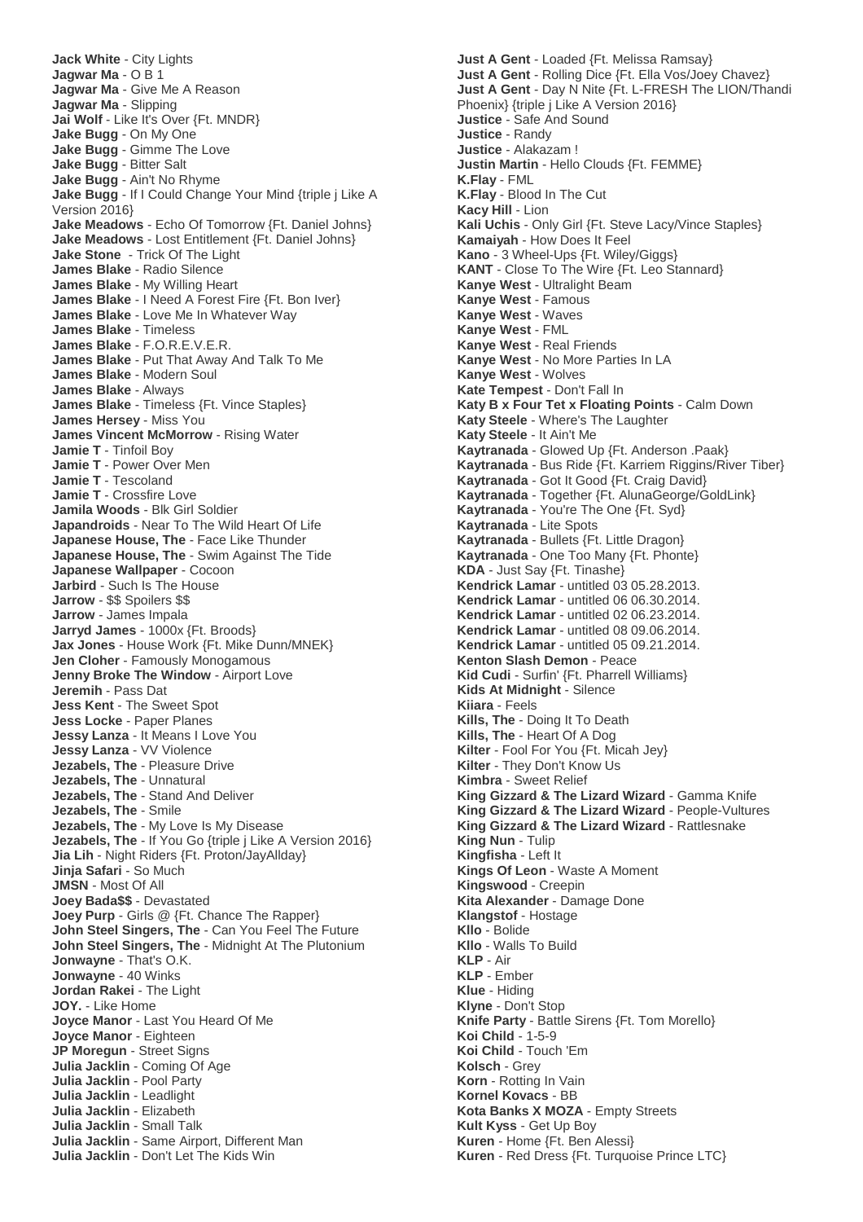**Jack White** - City Lights
**Jagwar Ma** - O B 1
**Jagwar Ma** - Give Me A Reason
**Jagwar Ma** - Slipping
**Jai Wolf** - Like It's Over {Ft. MNDR}
**Jake Bugg** - On My One
**Jake Bugg** - Gimme The Love
**Jake Bugg** - Bitter Salt
**Jake Bugg** - Ain't No Rhyme
**Jake Bugg** - If I Could Change Your Mind {triple j Like A Version 2016}
**Jake Meadows** - Echo Of Tomorrow {Ft. Daniel Johns}
**Jake Meadows** - Lost Entitlement {Ft. Daniel Johns}
**Jake Stone** - Trick Of The Light
**James Blake** - Radio Silence
**James Blake** - My Willing Heart
**James Blake** - I Need A Forest Fire {Ft. Bon Iver}
**James Blake** - Love Me In Whatever Way
**James Blake** - Timeless
**James Blake** - F.O.R.E.V.E.R.
**James Blake** - Put That Away And Talk To Me
**James Blake** - Modern Soul
**James Blake** - Always
**James Blake** - Timeless {Ft. Vince Staples}
**James Hersey** - Miss You
**James Vincent McMorrow** - Rising Water
**Jamie T** - Tinfoil Boy
**Jamie T** - Power Over Men
**Jamie T** - Tescoland
**Jamie T** - Crossfire Love
**Jamila Woods** - Blk Girl Soldier
**Japandroids** - Near To The Wild Heart Of Life
**Japanese House, The** - Face Like Thunder
**Japanese House, The** - Swim Against The Tide
**Japanese Wallpaper** - Cocoon
**Jarbird** - Such Is The House
**Jarrow** - $$ Spoilers $$
**Jarrow** - James Impala
**Jarryd James** - 1000x {Ft. Broods}
**Jax Jones** - House Work {Ft. Mike Dunn/MNEK}
**Jen Cloher** - Famously Monogamous
**Jenny Broke The Window** - Airport Love
**Jeremih** - Pass Dat
**Jess Kent** - The Sweet Spot
**Jess Locke** - Paper Planes
**Jessy Lanza** - It Means I Love You
**Jessy Lanza** - VV Violence
**Jezabels, The** - Pleasure Drive
**Jezabels, The** - Unnatural
**Jezabels, The** - Stand And Deliver
**Jezabels, The** - Smile
**Jezabels, The** - My Love Is My Disease
**Jezabels, The** - If You Go {triple j Like A Version 2016}
**Jia Lih** - Night Riders {Ft. Proton/JayAllday}
**Jinja Safari** - So Much
**JMSN** - Most Of All
**Joey Bada$$** - Devastated
**Joey Purp** - Girls @ {Ft. Chance The Rapper}
**John Steel Singers, The** - Can You Feel The Future
**John Steel Singers, The** - Midnight At The Plutonium
**Jonwayne** - That's O.K.
**Jonwayne** - 40 Winks
**Jordan Rakei** - The Light
**JOY.** - Like Home
**Joyce Manor** - Last You Heard Of Me
**Joyce Manor** - Eighteen
**JP Moregun** - Street Signs
**Julia Jacklin** - Coming Of Age
**Julia Jacklin** - Pool Party
**Julia Jacklin** - Leadlight
**Julia Jacklin** - Elizabeth
**Julia Jacklin** - Small Talk
**Julia Jacklin** - Same Airport, Different Man
**Julia Jacklin** - Don't Let The Kids Win
**Just A Gent** - Loaded {Ft. Melissa Ramsay}
**Just A Gent** - Rolling Dice {Ft. Ella Vos/Joey Chavez}
**Just A Gent** - Day N Nite {Ft. L-FRESH The LION/Thandi Phoenix} {triple j Like A Version 2016}
**Justice** - Safe And Sound
**Justice** - Randy
**Justice** - Alakazam !
**Justin Martin** - Hello Clouds {Ft. FEMME}
**K.Flay** - FML
**K.Flay** - Blood In The Cut
**Kacy Hill** - Lion
**Kali Uchis** - Only Girl {Ft. Steve Lacy/Vince Staples}
**Kamaiyah** - How Does It Feel
**Kano** - 3 Wheel-Ups {Ft. Wiley/Giggs}
**KANT** - Close To The Wire {Ft. Leo Stannard}
**Kanye West** - Ultralight Beam
**Kanye West** - Famous
**Kanye West** - Waves
**Kanye West** - FML
**Kanye West** - Real Friends
**Kanye West** - No More Parties In LA
**Kanye West** - Wolves
**Kate Tempest** - Don't Fall In
**Katy B x Four Tet x Floating Points** - Calm Down
**Katy Steele** - Where's The Laughter
**Katy Steele** - It Ain't Me
**Kaytranada** - Glowed Up {Ft. Anderson .Paak}
**Kaytranada** - Bus Ride {Ft. Karriem Riggins/River Tiber}
**Kaytranada** - Got It Good {Ft. Craig David}
**Kaytranada** - Together {Ft. AlunaGeorge/GoldLink}
**Kaytranada** - You're The One {Ft. Syd}
**Kaytranada** - Lite Spots
**Kaytranada** - Bullets {Ft. Little Dragon}
**Kaytranada** - One Too Many {Ft. Phonte}
**KDA** - Just Say {Ft. Tinashe}
**Kendrick Lamar** - untitled 03 05.28.2013.
**Kendrick Lamar** - untitled 06 06.30.2014.
**Kendrick Lamar** - untitled 02 06.23.2014.
**Kendrick Lamar** - untitled 08 09.06.2014.
**Kendrick Lamar** - untitled 05 09.21.2014.
**Kenton Slash Demon** - Peace
**Kid Cudi** - Surfin' {Ft. Pharrell Williams}
**Kids At Midnight** - Silence
**Kiiara** - Feels
**Kills, The** - Doing It To Death
**Kills, The** - Heart Of A Dog
**Kilter** - Fool For You {Ft. Micah Jey}
**Kilter** - They Don't Know Us
**Kimbra** - Sweet Relief
**King Gizzard & The Lizard Wizard** - Gamma Knife
**King Gizzard & The Lizard Wizard** - People-Vultures
**King Gizzard & The Lizard Wizard** - Rattlesnake
**King Nun** - Tulip
**Kingfisha** - Left It
**Kings Of Leon** - Waste A Moment
**Kingswood** - Creepin
**Kita Alexander** - Damage Done
**Klangstof** - Hostage
**Kllo** - Bolide
**Kllo** - Walls To Build
**KLP** - Air
**KLP** - Ember
**Klue** - Hiding
**Klyne** - Don't Stop
**Knife Party** - Battle Sirens {Ft. Tom Morello}
**Koi Child** - 1-5-9
**Koi Child** - Touch 'Em
**Kolsch** - Grey
**Korn** - Rotting In Vain
**Kornel Kovacs** - BB
**Kota Banks X MOZA** - Empty Streets
**Kult Kyss** - Get Up Boy
**Kuren** - Home {Ft. Ben Alessi}
**Kuren** - Red Dress {Ft. Turquoise Prince LTC}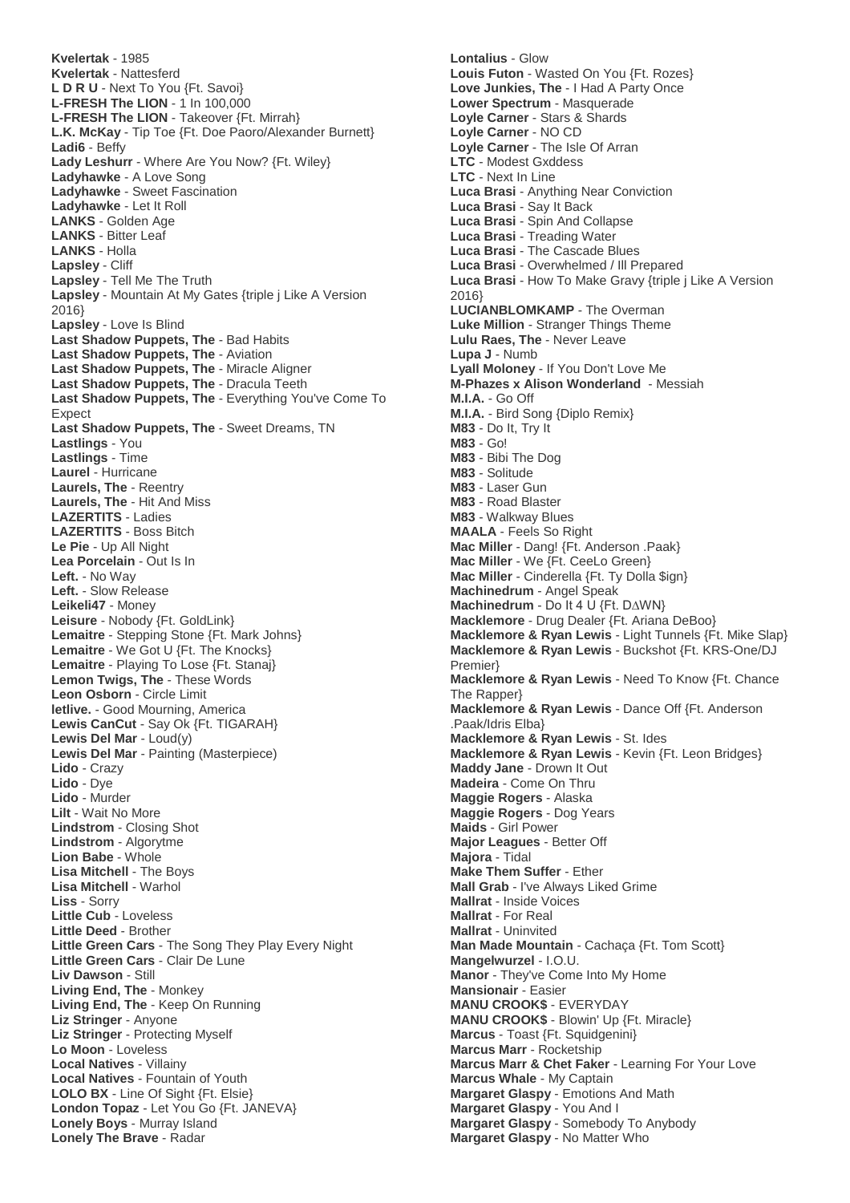**Kvelertak** - 1985
**Kvelertak** - Nattesferd
**L D R U** - Next To You {Ft. Savoi}
**L-FRESH The LION** - 1 In 100,000
**L-FRESH The LION** - Takeover {Ft. Mirrah}
**L.K. McKay** - Tip Toe {Ft. Doe Paoro/Alexander Burnett}
**Ladi6** - Beffy
**Lady Leshurr** - Where Are You Now? {Ft. Wiley}
**Ladyhawke** - A Love Song
**Ladyhawke** - Sweet Fascination
**Ladyhawke** - Let It Roll
**LANKS** - Golden Age
**LANKS** - Bitter Leaf
**LANKS** - Holla
**Lapsley** - Cliff
**Lapsley** - Tell Me The Truth
**Lapsley** - Mountain At My Gates {triple j Like A Version 2016}
**Lapsley** - Love Is Blind
**Last Shadow Puppets, The** - Bad Habits
**Last Shadow Puppets, The** - Aviation
**Last Shadow Puppets, The** - Miracle Aligner
**Last Shadow Puppets, The** - Dracula Teeth
**Last Shadow Puppets, The** - Everything You've Come To Expect
**Last Shadow Puppets, The** - Sweet Dreams, TN
**Lastlings** - You
**Lastlings** - Time
**Laurel** - Hurricane
**Laurels, The** - Reentry
**Laurels, The** - Hit And Miss
**LAZERTITS** - Ladies
**LAZERTITS** - Boss Bitch
**Le Pie** - Up All Night
**Lea Porcelain** - Out Is In
**Left.** - No Way
**Left.** - Slow Release
**Leikeli47** - Money
**Leisure** - Nobody {Ft. GoldLink}
**Lemaitre** - Stepping Stone {Ft. Mark Johns}
**Lemaitre** - We Got U {Ft. The Knocks}
**Lemaitre** - Playing To Lose {Ft. Stanaj}
**Lemon Twigs, The** - These Words
**Leon Osborn** - Circle Limit
**letlive.** - Good Mourning, America
**Lewis CanCut** - Say Ok {Ft. TIGARAH}
**Lewis Del Mar** - Loud(y)
**Lewis Del Mar** - Painting (Masterpiece)
**Lido** - Crazy
**Lido** - Dye
**Lido** - Murder
**Lilt** - Wait No More
**Lindstrom** - Closing Shot
**Lindstrom** - Algorytme
**Lion Babe** - Whole
**Lisa Mitchell** - The Boys
**Lisa Mitchell** - Warhol
**Liss** - Sorry
**Little Cub** - Loveless
**Little Deed** - Brother
**Little Green Cars** - The Song They Play Every Night
**Little Green Cars** - Clair De Lune
**Liv Dawson** - Still
**Living End, The** - Monkey
**Living End, The** - Keep On Running
**Liz Stringer** - Anyone
**Liz Stringer** - Protecting Myself
**Lo Moon** - Loveless
**Local Natives** - Villainy
**Local Natives** - Fountain of Youth
**LOLO BX** - Line Of Sight {Ft. Elsie}
**London Topaz** - Let You Go {Ft. JANEVA}
**Lonely Boys** - Murray Island
**Lonely The Brave** - Radar
**Lontalius** - Glow
**Louis Futon** - Wasted On You {Ft. Rozes}
**Love Junkies, The** - I Had A Party Once
**Lower Spectrum** - Masquerade
**Loyle Carner** - Stars & Shards
**Loyle Carner** - NO CD
**Loyle Carner** - The Isle Of Arran
**LTC** - Modest Gxddess
**LTC** - Next In Line
**Luca Brasi** - Anything Near Conviction
**Luca Brasi** - Say It Back
**Luca Brasi** - Spin And Collapse
**Luca Brasi** - Treading Water
**Luca Brasi** - The Cascade Blues
**Luca Brasi** - Overwhelmed / Ill Prepared
**Luca Brasi** - How To Make Gravy {triple j Like A Version 2016}
**LUCIANBLOMKAMP** - The Overman
**Luke Million** - Stranger Things Theme
**Lulu Raes, The** - Never Leave
**Lupa J** - Numb
**Lyall Moloney** - If You Don't Love Me
**M-Phazes x Alison Wonderland** - Messiah
**M.I.A.** - Go Off
**M.I.A.** - Bird Song {Diplo Remix}
**M83** - Do It, Try It
**M83** - Go!
**M83** - Bibi The Dog
**M83** - Solitude
**M83** - Laser Gun
**M83** - Road Blaster
**M83** - Walkway Blues
**MAALA** - Feels So Right
**Mac Miller** - Dang! {Ft. Anderson .Paak}
**Mac Miller** - We {Ft. CeeLo Green}
**Mac Miller** - Cinderella {Ft. Ty Dolla $ign}
**Machinedrum** - Angel Speak
**Machinedrum** - Do It 4 U {Ft. D∆WN}
**Macklemore** - Drug Dealer {Ft. Ariana DeBoo}
**Macklemore & Ryan Lewis** - Light Tunnels {Ft. Mike Slap}
**Macklemore & Ryan Lewis** - Buckshot {Ft. KRS-One/DJ Premier}
**Macklemore & Ryan Lewis** - Need To Know {Ft. Chance The Rapper}
**Macklemore & Ryan Lewis** - Dance Off {Ft. Anderson .Paak/Idris Elba}
**Macklemore & Ryan Lewis** - St. Ides
**Macklemore & Ryan Lewis** - Kevin {Ft. Leon Bridges}
**Maddy Jane** - Drown It Out
**Madeira** - Come On Thru
**Maggie Rogers** - Alaska
**Maggie Rogers** - Dog Years
**Maids** - Girl Power
**Major Leagues** - Better Off
**Majora** - Tidal
**Make Them Suffer** - Ether
**Mall Grab** - I've Always Liked Grime
**Mallrat** - Inside Voices
**Mallrat** - For Real
**Mallrat** - Uninvited
**Man Made Mountain** - Cachaça {Ft. Tom Scott}
**Mangelwurzel** - I.O.U.
**Manor** - They've Come Into My Home
**Mansionair** - Easier
**MANU CROOK$** - EVERYDAY
**MANU CROOK$** - Blowin' Up {Ft. Miracle}
**Marcus** - Toast {Ft. Squidgenini}
**Marcus Marr** - Rocketship
**Marcus Marr & Chet Faker** - Learning For Your Love
**Marcus Whale** - My Captain
**Margaret Glaspy** - Emotions And Math
**Margaret Glaspy** - You And I
**Margaret Glaspy** - Somebody To Anybody
**Margaret Glaspy** - No Matter Who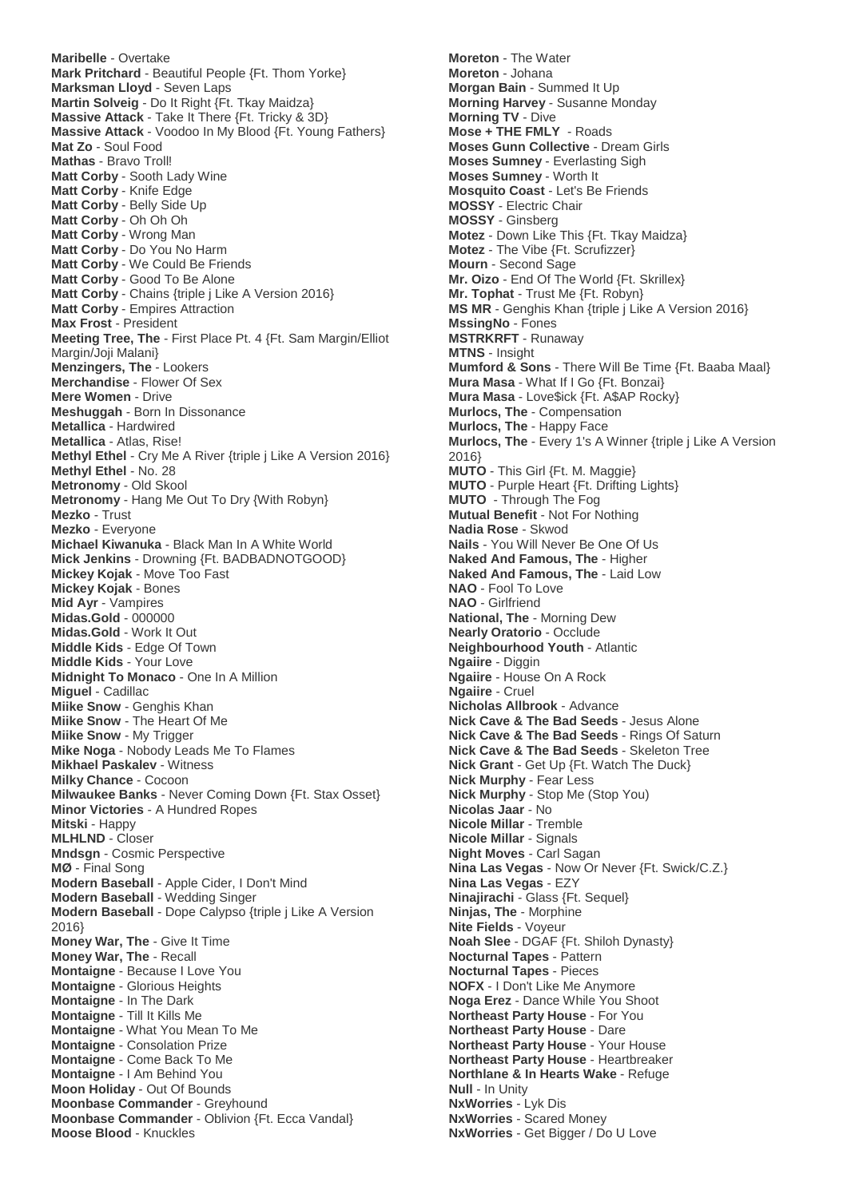**Maribelle** - Overtake
**Mark Pritchard** - Beautiful People {Ft. Thom Yorke}
**Marksman Lloyd** - Seven Laps
**Martin Solveig** - Do It Right {Ft. Tkay Maidza}
**Massive Attack** - Take It There {Ft. Tricky & 3D}
**Massive Attack** - Voodoo In My Blood {Ft. Young Fathers}
**Mat Zo** - Soul Food
**Mathas** - Bravo Troll!
**Matt Corby** - Sooth Lady Wine
**Matt Corby** - Knife Edge
**Matt Corby** - Belly Side Up
**Matt Corby** - Oh Oh Oh
**Matt Corby** - Wrong Man
**Matt Corby** - Do You No Harm
**Matt Corby** - We Could Be Friends
**Matt Corby** - Good To Be Alone
**Matt Corby** - Chains {triple j Like A Version 2016}
**Matt Corby** - Empires Attraction
**Max Frost** - President
**Meeting Tree, The** - First Place Pt. 4 {Ft. Sam Margin/Elliot Margin/Joji Malani}
**Menzingers, The** - Lookers
**Merchandise** - Flower Of Sex
**Mere Women** - Drive
**Meshuggah** - Born In Dissonance
**Metallica** - Hardwired
**Metallica** - Atlas, Rise!
**Methyl Ethel** - Cry Me A River {triple j Like A Version 2016}
**Methyl Ethel** - No. 28
**Metronomy** - Old Skool
**Metronomy** - Hang Me Out To Dry {With Robyn}
**Mezko** - Trust
**Mezko** - Everyone
**Michael Kiwanuka** - Black Man In A White World
**Mick Jenkins** - Drowning {Ft. BADBADNOTGOOD}
**Mickey Kojak** - Move Too Fast
**Mickey Kojak** - Bones
**Mid Ayr** - Vampires
**Midas.Gold** - 000000
**Midas.Gold** - Work It Out
**Middle Kids** - Edge Of Town
**Middle Kids** - Your Love
**Midnight To Monaco** - One In A Million
**Miguel** - Cadillac
**Miike Snow** - Genghis Khan
**Miike Snow** - The Heart Of Me
**Miike Snow** - My Trigger
**Mike Noga** - Nobody Leads Me To Flames
**Mikhael Paskalev** - Witness
**Milky Chance** - Cocoon
**Milwaukee Banks** - Never Coming Down {Ft. Stax Osset}
**Minor Victories** - A Hundred Ropes
**Mitski** - Happy
**MLHLND** - Closer
**Mndsgn** - Cosmic Perspective
**MØ** - Final Song
**Modern Baseball** - Apple Cider, I Don't Mind
**Modern Baseball** - Wedding Singer
**Modern Baseball** - Dope Calypso {triple j Like A Version 2016}
**Money War, The** - Give It Time
**Money War, The** - Recall
**Montaigne** - Because I Love You
**Montaigne** - Glorious Heights
**Montaigne** - In The Dark
**Montaigne** - Till It Kills Me
**Montaigne** - What You Mean To Me
**Montaigne** - Consolation Prize
**Montaigne** - Come Back To Me
**Montaigne** - I Am Behind You
**Moon Holiday** - Out Of Bounds
**Moonbase Commander** - Greyhound
**Moonbase Commander** - Oblivion {Ft. Ecca Vandal}
**Moose Blood** - Knuckles
**Moreton** - The Water
**Moreton** - Johana
**Morgan Bain** - Summed It Up
**Morning Harvey** - Susanne Monday
**Morning TV** - Dive
**Mose + THE FMLY** - Roads
**Moses Gunn Collective** - Dream Girls
**Moses Sumney** - Everlasting Sigh
**Moses Sumney** - Worth It
**Mosquito Coast** - Let's Be Friends
**MOSSY** - Electric Chair
**MOSSY** - Ginsberg
**Motez** - Down Like This {Ft. Tkay Maidza}
**Motez** - The Vibe {Ft. Scrufizzer}
**Mourn** - Second Sage
**Mr. Oizo** - End Of The World {Ft. Skrillex}
**Mr. Tophat** - Trust Me {Ft. Robyn}
**MS MR** - Genghis Khan {triple j Like A Version 2016}
**MssingNo** - Fones
**MSTRKRFT** - Runaway
**MTNS** - Insight
**Mumford & Sons** - There Will Be Time {Ft. Baaba Maal}
**Mura Masa** - What If I Go {Ft. Bonzai}
**Mura Masa** - Love$ick {Ft. A$AP Rocky}
**Murlocs, The** - Compensation
**Murlocs, The** - Happy Face
**Murlocs, The** - Every 1's A Winner {triple j Like A Version 2016}
**MUTO** - This Girl {Ft. M. Maggie}
**MUTO** - Purple Heart {Ft. Drifting Lights}
**MUTO** - Through The Fog
**Mutual Benefit** - Not For Nothing
**Nadia Rose** - Skwod
**Nails** - You Will Never Be One Of Us
**Naked And Famous, The** - Higher
**Naked And Famous, The** - Laid Low
**NAO** - Fool To Love
**NAO** - Girlfriend
**National, The** - Morning Dew
**Nearly Oratorio** - Occlude
**Neighbourhood Youth** - Atlantic
**Ngaiire** - Diggin
**Ngaiire** - House On A Rock
**Ngaiire** - Cruel
**Nicholas Allbrook** - Advance
**Nick Cave & The Bad Seeds** - Jesus Alone
**Nick Cave & The Bad Seeds** - Rings Of Saturn
**Nick Cave & The Bad Seeds** - Skeleton Tree
**Nick Grant** - Get Up {Ft. Watch The Duck}
**Nick Murphy** - Fear Less
**Nick Murphy** - Stop Me (Stop You)
**Nicolas Jaar** - No
**Nicole Millar** - Tremble
**Nicole Millar** - Signals
**Night Moves** - Carl Sagan
**Nina Las Vegas** - Now Or Never {Ft. Swick/C.Z.}
**Nina Las Vegas** - EZY
**Ninajirachi** - Glass {Ft. Sequel}
**Ninjas, The** - Morphine
**Nite Fields** - Voyeur
**Noah Slee** - DGAF {Ft. Shiloh Dynasty}
**Nocturnal Tapes** - Pattern
**Nocturnal Tapes** - Pieces
**NOFX** - I Don't Like Me Anymore
**Noga Erez** - Dance While You Shoot
**Northeast Party House** - For You
**Northeast Party House** - Dare
**Northeast Party House** - Your House
**Northeast Party House** - Heartbreaker
**Northlane & In Hearts Wake** - Refuge
**Null** - In Unity
**NxWorries** - Lyk Dis
**NxWorries** - Scared Money
**NxWorries** - Get Bigger / Do U Love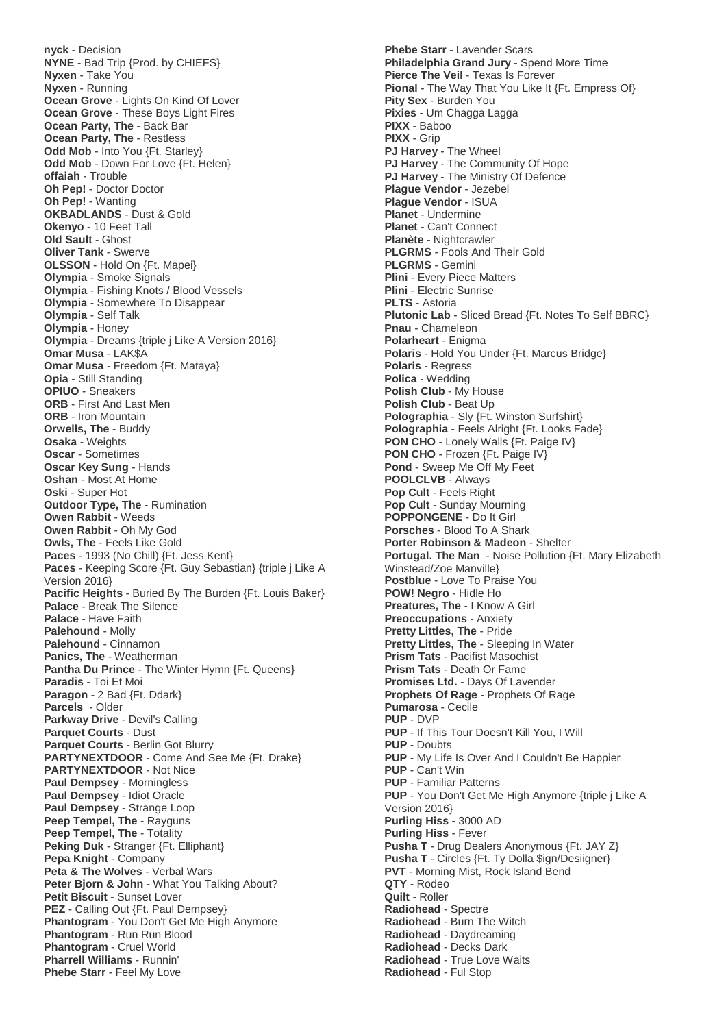**nyck** - Decision
**NYNE** - Bad Trip {Prod. by CHIEFS}
**Nyxen** - Take You
**Nyxen** - Running
**Ocean Grove** - Lights On Kind Of Lover
**Ocean Grove** - These Boys Light Fires
**Ocean Party, The** - Back Bar
**Ocean Party, The** - Restless
**Odd Mob** - Into You {Ft. Starley}
**Odd Mob** - Down For Love {Ft. Helen}
**offaiah** - Trouble
**Oh Pep!** - Doctor Doctor
**Oh Pep!** - Wanting
**OKBADLANDS** - Dust & Gold
**Okenyo** - 10 Feet Tall
**Old Sault** - Ghost
**Oliver Tank** - Swerve
**OLSSON** - Hold On {Ft. Mapei}
**Olympia** - Smoke Signals
**Olympia** - Fishing Knots / Blood Vessels
**Olympia** - Somewhere To Disappear
**Olympia** - Self Talk
**Olympia** - Honey
**Olympia** - Dreams {triple j Like A Version 2016}
**Omar Musa** - LAK$A
**Omar Musa** - Freedom {Ft. Mataya}
**Opia** - Still Standing
**OPIUO** - Sneakers
**ORB** - First And Last Men
**ORB** - Iron Mountain
**Orwells, The** - Buddy
**Osaka** - Weights
**Oscar** - Sometimes
**Oscar Key Sung** - Hands
**Oshan** - Most At Home
**Oski** - Super Hot
**Outdoor Type, The** - Rumination
**Owen Rabbit** - Weeds
**Owen Rabbit** - Oh My God
**Owls, The** - Feels Like Gold
**Paces** - 1993 (No Chill) {Ft. Jess Kent}
**Paces** - Keeping Score {Ft. Guy Sebastian} {triple j Like A Version 2016}
**Pacific Heights** - Buried By The Burden {Ft. Louis Baker}
**Palace** - Break The Silence
**Palace** - Have Faith
**Palehound** - Molly
**Palehound** - Cinnamon
**Panics, The** - Weatherman
**Pantha Du Prince** - The Winter Hymn {Ft. Queens}
**Paradis** - Toi Et Moi
**Paragon** - 2 Bad {Ft. Ddark}
**Parcels** - Older
**Parkway Drive** - Devil's Calling
**Parquet Courts** - Dust
**Parquet Courts** - Berlin Got Blurry
**PARTYNEXTDOOR** - Come And See Me {Ft. Drake}
**PARTYNEXTDOOR** - Not Nice
**Paul Dempsey** - Morningless
**Paul Dempsey** - Idiot Oracle
**Paul Dempsey** - Strange Loop
**Peep Tempel, The** - Rayguns
**Peep Tempel, The** - Totality
**Peking Duk** - Stranger {Ft. Elliphant}
**Pepa Knight** - Company
**Peta & The Wolves** - Verbal Wars
**Peter Bjorn & John** - What You Talking About?
**Petit Biscuit** - Sunset Lover
**PEZ** - Calling Out {Ft. Paul Dempsey}
**Phantogram** - You Don't Get Me High Anymore
**Phantogram** - Run Run Blood
**Phantogram** - Cruel World
**Pharrell Williams** - Runnin'
**Phebe Starr** - Feel My Love
**Phebe Starr** - Lavender Scars
**Philadelphia Grand Jury** - Spend More Time
**Pierce The Veil** - Texas Is Forever
**Pional** - The Way That You Like It {Ft. Empress Of}
**Pity Sex** - Burden You
**Pixies** - Um Chagga Lagga
**PIXX** - Baboo
**PIXX** - Grip
**PJ Harvey** - The Wheel
**PJ Harvey** - The Community Of Hope
**PJ Harvey** - The Ministry Of Defence
**Plague Vendor** - Jezebel
**Plague Vendor** - ISUA
**Planet** - Undermine
**Planet** - Can't Connect
**Planète** - Nightcrawler
**PLGRMS** - Fools And Their Gold
**PLGRMS** - Gemini
**Plini** - Every Piece Matters
**Plini** - Electric Sunrise
**PLTS** - Astoria
**Plutonic Lab** - Sliced Bread {Ft. Notes To Self BBRC}
**Pnau** - Chameleon
**Polarheart** - Enigma
**Polaris** - Hold You Under {Ft. Marcus Bridge}
**Polaris** - Regress
**Polica** - Wedding
**Polish Club** - My House
**Polish Club** - Beat Up
**Polographia** - Sly {Ft. Winston Surfshirt}
**Polographia** - Feels Alright {Ft. Looks Fade}
**PON CHO** - Lonely Walls {Ft. Paige IV}
**PON CHO** - Frozen {Ft. Paige IV}
**Pond** - Sweep Me Off My Feet
**POOLCLVB** - Always
**Pop Cult** - Feels Right
**Pop Cult** - Sunday Mourning
**POPPONGENE** - Do It Girl
**Porsches** - Blood To A Shark
**Porter Robinson & Madeon** - Shelter
**Portugal. The Man** - Noise Pollution {Ft. Mary Elizabeth Winstead/Zoe Manville}
**Postblue** - Love To Praise You
**POW! Negro** - Hidle Ho
**Preatures, The** - I Know A Girl
**Preoccupations** - Anxiety
**Pretty Littles, The** - Pride
**Pretty Littles, The** - Sleeping In Water
**Prism Tats** - Pacifist Masochist
**Prism Tats** - Death Or Fame
**Promises Ltd.** - Days Of Lavender
**Prophets Of Rage** - Prophets Of Rage
**Pumarosa** - Cecile
**PUP** - DVP
**PUP** - If This Tour Doesn't Kill You, I Will
**PUP** - Doubts
**PUP** - My Life Is Over And I Couldn't Be Happier
**PUP** - Can't Win
**PUP** - Familiar Patterns
**PUP** - You Don't Get Me High Anymore {triple j Like A Version 2016}
**Purling Hiss** - 3000 AD
**Purling Hiss** - Fever
**Pusha T** - Drug Dealers Anonymous {Ft. JAY Z}
**Pusha T** - Circles {Ft. Ty Dolla $ign/Desiigner}
**PVT** - Morning Mist, Rock Island Bend
**QTY** - Rodeo
**Quilt** - Roller
**Radiohead** - Spectre
**Radiohead** - Burn The Witch
**Radiohead** - Daydreaming
**Radiohead** - Decks Dark
**Radiohead** - True Love Waits
**Radiohead** - Ful Stop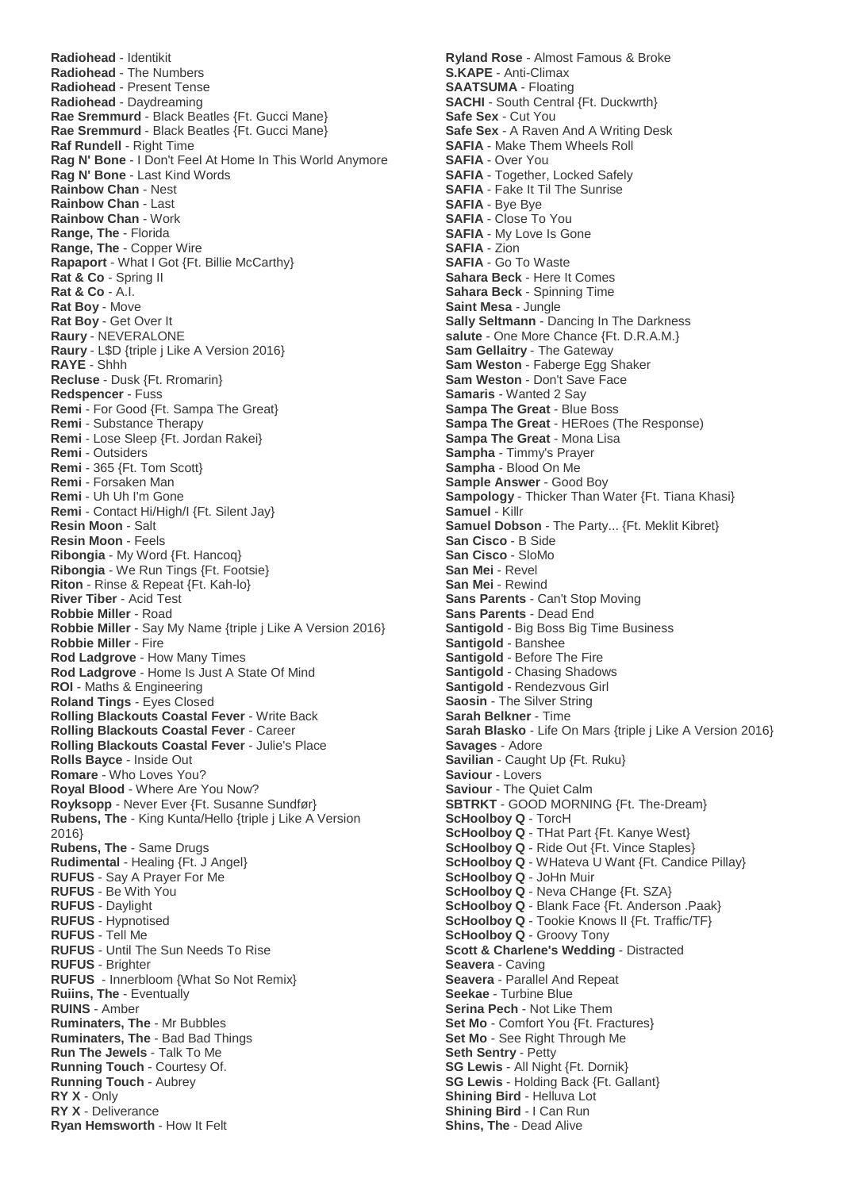**Radiohead** - Identikit
**Radiohead** - The Numbers
**Radiohead** - Present Tense
**Radiohead** - Daydreaming
**Rae Sremmurd** - Black Beatles {Ft. Gucci Mane}
**Rae Sremmurd** - Black Beatles {Ft. Gucci Mane}
**Raf Rundell** - Right Time
**Rag N' Bone** - I Don't Feel At Home In This World Anymore
**Rag N' Bone** - Last Kind Words
**Rainbow Chan** - Nest
**Rainbow Chan** - Last
**Rainbow Chan** - Work
**Range, The** - Florida
**Range, The** - Copper Wire
**Rapaport** - What I Got {Ft. Billie McCarthy}
**Rat & Co** - Spring II
**Rat & Co** - A.I.
**Rat Boy** - Move
**Rat Boy** - Get Over It
**Raury** - NEVERALONE
**Raury** - L$D {triple j Like A Version 2016}
**RAYE** - Shhh
**Recluse** - Dusk {Ft. Rromarin}
**Redspencer** - Fuss
**Remi** - For Good {Ft. Sampa The Great}
**Remi** - Substance Therapy
**Remi** - Lose Sleep {Ft. Jordan Rakei}
**Remi** - Outsiders
**Remi** - 365 {Ft. Tom Scott}
**Remi** - Forsaken Man
**Remi** - Uh Uh I'm Gone
**Remi** - Contact Hi/High/I {Ft. Silent Jay}
**Resin Moon** - Salt
**Resin Moon** - Feels
**Ribongia** - My Word {Ft. Hancoq}
**Ribongia** - We Run Tings {Ft. Footsie}
**Riton** - Rinse & Repeat {Ft. Kah-lo}
**River Tiber** - Acid Test
**Robbie Miller** - Road
**Robbie Miller** - Say My Name {triple j Like A Version 2016}
**Robbie Miller** - Fire
**Rod Ladgrove** - How Many Times
**Rod Ladgrove** - Home Is Just A State Of Mind
**ROI** - Maths & Engineering
**Roland Tings** - Eyes Closed
**Rolling Blackouts Coastal Fever** - Write Back
**Rolling Blackouts Coastal Fever** - Career
**Rolling Blackouts Coastal Fever** - Julie's Place
**Rolls Bayce** - Inside Out
**Romare** - Who Loves You?
**Royal Blood** - Where Are You Now?
**Royksopp** - Never Ever {Ft. Susanne Sundfør}
**Rubens, The** - King Kunta/Hello {triple j Like A Version 2016}
**Rubens, The** - Same Drugs
**Rudimental** - Healing {Ft. J Angel}
**RUFUS** - Say A Prayer For Me
**RUFUS** - Be With You
**RUFUS** - Daylight
**RUFUS** - Hypnotised
**RUFUS** - Tell Me
**RUFUS** - Until The Sun Needs To Rise
**RUFUS** - Brighter
**RUFUS** - Innerbloom {What So Not Remix}
**Ruiins, The** - Eventually
**RUINS** - Amber
**Ruminaters, The** - Mr Bubbles
**Ruminaters, The** - Bad Bad Things
**Run The Jewels** - Talk To Me
**Running Touch** - Courtesy Of.
**Running Touch** - Aubrey
**RY X** - Only
**RY X** - Deliverance
**Ryan Hemsworth** - How It Felt
**Ryland Rose** - Almost Famous & Broke
**S.KAPE** - Anti-Climax
**SAATSUMA** - Floating
**SACHI** - South Central {Ft. Duckwrth}
**Safe Sex** - Cut You
**Safe Sex** - A Raven And A Writing Desk
**SAFIA** - Make Them Wheels Roll
**SAFIA** - Over You
**SAFIA** - Together, Locked Safely
**SAFIA** - Fake It Til The Sunrise
**SAFIA** - Bye Bye
**SAFIA** - Close To You
**SAFIA** - My Love Is Gone
**SAFIA** - Zion
**SAFIA** - Go To Waste
**Sahara Beck** - Here It Comes
**Sahara Beck** - Spinning Time
**Saint Mesa** - Jungle
**Sally Seltmann** - Dancing In The Darkness
**salute** - One More Chance {Ft. D.R.A.M.}
**Sam Gellaitry** - The Gateway
**Sam Weston** - Faberge Egg Shaker
**Sam Weston** - Don't Save Face
**Samaris** - Wanted 2 Say
**Sampa The Great** - Blue Boss
**Sampa The Great** - HERoes (The Response)
**Sampa The Great** - Mona Lisa
**Sampha** - Timmy's Prayer
**Sampha** - Blood On Me
**Sample Answer** - Good Boy
**Sampology** - Thicker Than Water {Ft. Tiana Khasi}
**Samuel** - Killr
**Samuel Dobson** - The Party... {Ft. Meklit Kibret}
**San Cisco** - B Side
**San Cisco** - SloMo
**San Mei** - Revel
**San Mei** - Rewind
**Sans Parents** - Can't Stop Moving
**Sans Parents** - Dead End
**Santigold** - Big Boss Big Time Business
**Santigold** - Banshee
**Santigold** - Before The Fire
**Santigold** - Chasing Shadows
**Santigold** - Rendezvous Girl
**Saosin** - The Silver String
**Sarah Belkner** - Time
**Sarah Blasko** - Life On Mars {triple j Like A Version 2016}
**Savages** - Adore
**Savilian** - Caught Up {Ft. Ruku}
**Saviour** - Lovers
**Saviour** - The Quiet Calm
**SBTRKT** - GOOD MORNING {Ft. The-Dream}
**ScHoolboy Q** - TorcH
**ScHoolboy Q** - THat Part {Ft. Kanye West}
**ScHoolboy Q** - Ride Out {Ft. Vince Staples}
**ScHoolboy Q** - WHateva U Want {Ft. Candice Pillay}
**ScHoolboy Q** - JoHn Muir
**ScHoolboy Q** - Neva CHange {Ft. SZA}
**ScHoolboy Q** - Blank Face {Ft. Anderson .Paak}
**ScHoolboy Q** - Tookie Knows II {Ft. Traffic/TF}
**ScHoolboy Q** - Groovy Tony
**Scott & Charlene's Wedding** - Distracted
**Seavera** - Caving
**Seavera** - Parallel And Repeat
**Seekae** - Turbine Blue
**Serina Pech** - Not Like Them
**Set Mo** - Comfort You {Ft. Fractures}
**Set Mo** - See Right Through Me
**Seth Sentry** - Petty
**SG Lewis** - All Night {Ft. Dornik}
**SG Lewis** - Holding Back {Ft. Gallant}
**Shining Bird** - Helluva Lot
**Shining Bird** - I Can Run
**Shins, The** - Dead Alive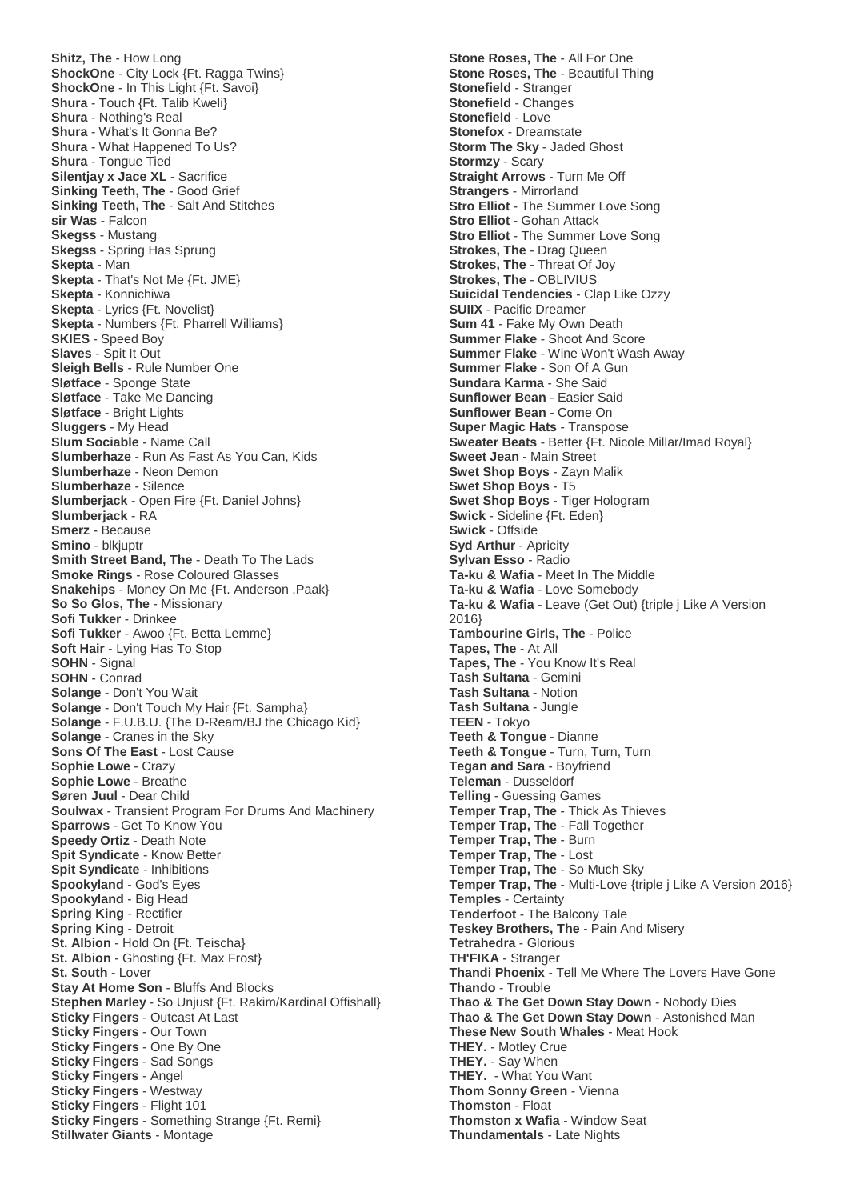**Shitz, The** - How Long
**ShockOne** - City Lock {Ft. Ragga Twins}
**ShockOne** - In This Light {Ft. Savoi}
**Shura** - Touch {Ft. Talib Kweli}
**Shura** - Nothing's Real
**Shura** - What's It Gonna Be?
**Shura** - What Happened To Us?
**Shura** - Tongue Tied
**Silentjay x Jace XL** - Sacrifice
**Sinking Teeth, The** - Good Grief
**Sinking Teeth, The** - Salt And Stitches
**sir Was** - Falcon
**Skegss** - Mustang
**Skegss** - Spring Has Sprung
**Skepta** - Man
**Skepta** - That's Not Me {Ft. JME}
**Skepta** - Konnichiwa
**Skepta** - Lyrics {Ft. Novelist}
**Skepta** - Numbers {Ft. Pharrell Williams}
**SKIES** - Speed Boy
**Slaves** - Spit It Out
**Sleigh Bells** - Rule Number One
**Sløtface** - Sponge State
**Sløtface** - Take Me Dancing
**Sløtface** - Bright Lights
**Sluggers** - My Head
**Slum Sociable** - Name Call
**Slumberhaze** - Run As Fast As You Can, Kids
**Slumberhaze** - Neon Demon
**Slumberhaze** - Silence
**Slumberjack** - Open Fire {Ft. Daniel Johns}
**Slumberjack** - RA
**Smerz** - Because
**Smino** - blkjuptr
**Smith Street Band, The** - Death To The Lads
**Smoke Rings** - Rose Coloured Glasses
**Snakehips** - Money On Me {Ft. Anderson .Paak}
**So So Glos, The** - Missionary
**Sofi Tukker** - Drinkee
**Sofi Tukker** - Awoo {Ft. Betta Lemme}
**Soft Hair** - Lying Has To Stop
**SOHN** - Signal
**SOHN** - Conrad
**Solange** - Don't You Wait
**Solange** - Don't Touch My Hair {Ft. Sampha}
**Solange** - F.U.B.U. {The D-Ream/BJ the Chicago Kid}
**Solange** - Cranes in the Sky
**Sons Of The East** - Lost Cause
**Sophie Lowe** - Crazy
**Sophie Lowe** - Breathe
**Søren Juul** - Dear Child
**Soulwax** - Transient Program For Drums And Machinery
**Sparrows** - Get To Know You
**Speedy Ortiz** - Death Note
**Spit Syndicate** - Know Better
**Spit Syndicate** - Inhibitions
**Spookyland** - God's Eyes
**Spookyland** - Big Head
**Spring King** - Rectifier
**Spring King** - Detroit
**St. Albion** - Hold On {Ft. Teischa}
**St. Albion** - Ghosting {Ft. Max Frost}
**St. South** - Lover
**Stay At Home Son** - Bluffs And Blocks
**Stephen Marley** - So Unjust {Ft. Rakim/Kardinal Offishall}
**Sticky Fingers** - Outcast At Last
**Sticky Fingers** - Our Town
**Sticky Fingers** - One By One
**Sticky Fingers** - Sad Songs
**Sticky Fingers** - Angel
**Sticky Fingers** - Westway
**Sticky Fingers** - Flight 101
**Sticky Fingers** - Something Strange {Ft. Remi}
**Stillwater Giants** - Montage
**Stone Roses, The** - All For One
**Stone Roses, The** - Beautiful Thing
**Stonefield** - Stranger
**Stonefield** - Changes
**Stonefield** - Love
**Stonefox** - Dreamstate
**Storm The Sky** - Jaded Ghost
**Stormzy** - Scary
**Straight Arrows** - Turn Me Off
**Strangers** - Mirrorland
**Stro Elliot** - The Summer Love Song
**Stro Elliot** - Gohan Attack
**Stro Elliot** - The Summer Love Song
**Strokes, The** - Drag Queen
**Strokes, The** - Threat Of Joy
**Strokes, The** - OBLIVIUS
**Suicidal Tendencies** - Clap Like Ozzy
**SUIIX** - Pacific Dreamer
**Sum 41** - Fake My Own Death
**Summer Flake** - Shoot And Score
**Summer Flake** - Wine Won't Wash Away
**Summer Flake** - Son Of A Gun
**Sundara Karma** - She Said
**Sunflower Bean** - Easier Said
**Sunflower Bean** - Come On
**Super Magic Hats** - Transpose
**Sweater Beats** - Better {Ft. Nicole Millar/Imad Royal}
**Sweet Jean** - Main Street
**Swet Shop Boys** - Zayn Malik
**Swet Shop Boys** - T5
**Swet Shop Boys** - Tiger Hologram
**Swick** - Sideline {Ft. Eden}
**Swick** - Offside
**Syd Arthur** - Apricity
**Sylvan Esso** - Radio
**Ta-ku & Wafia** - Meet In The Middle
**Ta-ku & Wafia** - Love Somebody
**Ta-ku & Wafia** - Leave (Get Out) {triple j Like A Version 2016}
**Tambourine Girls, The** - Police
**Tapes, The** - At All
**Tapes, The** - You Know It's Real
**Tash Sultana** - Gemini
**Tash Sultana** - Notion
**Tash Sultana** - Jungle
**TEEN** - Tokyo
**Teeth & Tongue** - Dianne
**Teeth & Tongue** - Turn, Turn, Turn
**Tegan and Sara** - Boyfriend
**Teleman** - Dusseldorf
**Telling** - Guessing Games
**Temper Trap, The** - Thick As Thieves
**Temper Trap, The** - Fall Together
**Temper Trap, The** - Burn
**Temper Trap, The** - Lost
**Temper Trap, The** - So Much Sky
**Temper Trap, The** - Multi-Love {triple j Like A Version 2016}
**Temples** - Certainty
**Tenderfoot** - The Balcony Tale
**Teskey Brothers, The** - Pain And Misery
**Tetrahedra** - Glorious
**TH'FIKA** - Stranger
**Thandi Phoenix** - Tell Me Where The Lovers Have Gone
**Thando** - Trouble
**Thao & The Get Down Stay Down** - Nobody Dies
**Thao & The Get Down Stay Down** - Astonished Man
**These New South Whales** - Meat Hook
**THEY.** - Motley Crue
**THEY.** - Say When
**THEY.** - What You Want
**Thom Sonny Green** - Vienna
**Thomston** - Float
**Thomston x Wafia** - Window Seat
**Thundamentals** - Late Nights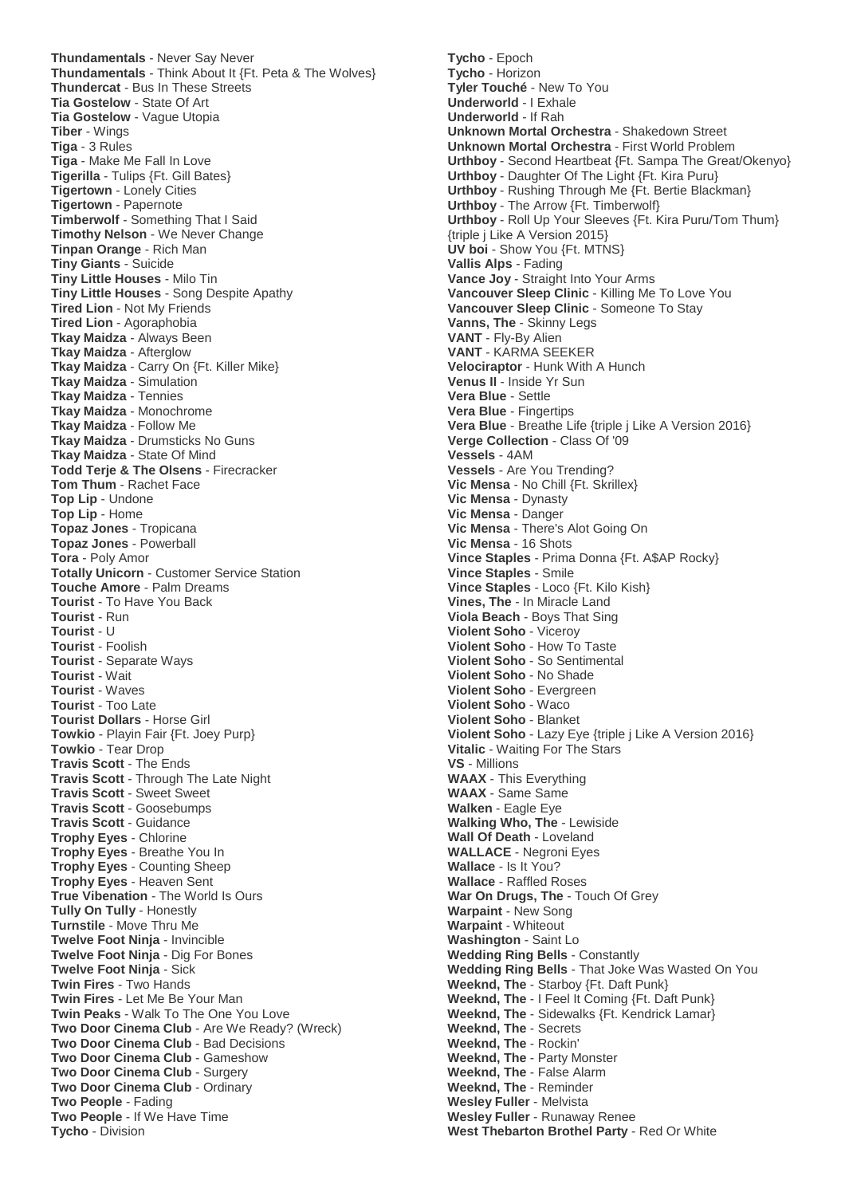**Thundamentals** - Never Say Never
**Thundamentals** - Think About It {Ft. Peta & The Wolves}
**Thundercat** - Bus In These Streets
**Tia Gostelow** - State Of Art
**Tia Gostelow** - Vague Utopia
**Tiber** - Wings
**Tiga** - 3 Rules
**Tiga** - Make Me Fall In Love
**Tigerilla** - Tulips {Ft. Gill Bates}
**Tigertown** - Lonely Cities
**Tigertown** - Papernote
**Timberwolf** - Something That I Said
**Timothy Nelson** - We Never Change
**Tinpan Orange** - Rich Man
**Tiny Giants** - Suicide
**Tiny Little Houses** - Milo Tin
**Tiny Little Houses** - Song Despite Apathy
**Tired Lion** - Not My Friends
**Tired Lion** - Agoraphobia
**Tkay Maidza** - Always Been
**Tkay Maidza** - Afterglow
**Tkay Maidza** - Carry On {Ft. Killer Mike}
**Tkay Maidza** - Simulation
**Tkay Maidza** - Tennies
**Tkay Maidza** - Monochrome
**Tkay Maidza** - Follow Me
**Tkay Maidza** - Drumsticks No Guns
**Tkay Maidza** - State Of Mind
**Todd Terje & The Olsens** - Firecracker
**Tom Thum** - Rachet Face
**Top Lip** - Undone
**Top Lip** - Home
**Topaz Jones** - Tropicana
**Topaz Jones** - Powerball
**Tora** - Poly Amor
**Totally Unicorn** - Customer Service Station
**Touche Amore** - Palm Dreams
**Tourist** - To Have You Back
**Tourist** - Run
**Tourist** - U
**Tourist** - Foolish
**Tourist** - Separate Ways
**Tourist** - Wait
**Tourist** - Waves
**Tourist** - Too Late
**Tourist Dollars** - Horse Girl
**Towkio** - Playin Fair {Ft. Joey Purp}
**Towkio** - Tear Drop
**Travis Scott** - The Ends
**Travis Scott** - Through The Late Night
**Travis Scott** - Sweet Sweet
**Travis Scott** - Goosebumps
**Travis Scott** - Guidance
**Trophy Eyes** - Chlorine
**Trophy Eyes** - Breathe You In
**Trophy Eyes** - Counting Sheep
**Trophy Eyes** - Heaven Sent
**True Vibenation** - The World Is Ours
**Tully On Tully** - Honestly
**Turnstile** - Move Thru Me
**Twelve Foot Ninja** - Invincible
**Twelve Foot Ninja** - Dig For Bones
**Twelve Foot Ninja** - Sick
**Twin Fires** - Two Hands
**Twin Fires** - Let Me Be Your Man
**Twin Peaks** - Walk To The One You Love
**Two Door Cinema Club** - Are We Ready? (Wreck)
**Two Door Cinema Club** - Bad Decisions
**Two Door Cinema Club** - Gameshow
**Two Door Cinema Club** - Surgery
**Two Door Cinema Club** - Ordinary
**Two People** - Fading
**Two People** - If We Have Time
**Tycho** - Division
**Tycho** - Epoch
**Tycho** - Horizon
**Tyler Touché** - New To You
**Underworld** - I Exhale
**Underworld** - If Rah
**Unknown Mortal Orchestra** - Shakedown Street
**Unknown Mortal Orchestra** - First World Problem
**Urthboy** - Second Heartbeat {Ft. Sampa The Great/Okenyo}
**Urthboy** - Daughter Of The Light {Ft. Kira Puru}
**Urthboy** - Rushing Through Me {Ft. Bertie Blackman}
**Urthboy** - The Arrow {Ft. Timberwolf}
**Urthboy** - Roll Up Your Sleeves {Ft. Kira Puru/Tom Thum} {triple j Like A Version 2015}
**UV boi** - Show You {Ft. MTNS}
**Vallis Alps** - Fading
**Vance Joy** - Straight Into Your Arms
**Vancouver Sleep Clinic** - Killing Me To Love You
**Vancouver Sleep Clinic** - Someone To Stay
**Vanns, The** - Skinny Legs
**VANT** - Fly-By Alien
**VANT** - KARMA SEEKER
**Velociraptor** - Hunk With A Hunch
**Venus II** - Inside Yr Sun
**Vera Blue** - Settle
**Vera Blue** - Fingertips
**Vera Blue** - Breathe Life {triple j Like A Version 2016}
**Verge Collection** - Class Of '09
**Vessels** - 4AM
**Vessels** - Are You Trending?
**Vic Mensa** - No Chill {Ft. Skrillex}
**Vic Mensa** - Dynasty
**Vic Mensa** - Danger
**Vic Mensa** - There's Alot Going On
**Vic Mensa** - 16 Shots
**Vince Staples** - Prima Donna {Ft. A$AP Rocky}
**Vince Staples** - Smile
**Vince Staples** - Loco {Ft. Kilo Kish}
**Vines, The** - In Miracle Land
**Viola Beach** - Boys That Sing
**Violent Soho** - Viceroy
**Violent Soho** - How To Taste
**Violent Soho** - So Sentimental
**Violent Soho** - No Shade
**Violent Soho** - Evergreen
**Violent Soho** - Waco
**Violent Soho** - Blanket
**Violent Soho** - Lazy Eye {triple j Like A Version 2016}
**Vitalic** - Waiting For The Stars
**VS** - Millions
**WAAX** - This Everything
**WAAX** - Same Same
**Walken** - Eagle Eye
**Walking Who, The** - Lewiside
**Wall Of Death** - Loveland
**WALLACE** - Negroni Eyes
**Wallace** - Is It You?
**Wallace** - Raffled Roses
**War On Drugs, The** - Touch Of Grey
**Warpaint** - New Song
**Warpaint** - Whiteout
**Washington** - Saint Lo
**Wedding Ring Bells** - Constantly
**Wedding Ring Bells** - That Joke Was Wasted On You
**Weeknd, The** - Starboy {Ft. Daft Punk}
**Weeknd, The** - I Feel It Coming {Ft. Daft Punk}
**Weeknd, The** - Sidewalks {Ft. Kendrick Lamar}
**Weeknd, The** - Secrets
**Weeknd, The** - Rockin'
**Weeknd, The** - Party Monster
**Weeknd, The** - False Alarm
**Weeknd, The** - Reminder
**Wesley Fuller** - Melvista
**Wesley Fuller** - Runaway Renee
**West Thebarton Brothel Party** - Red Or White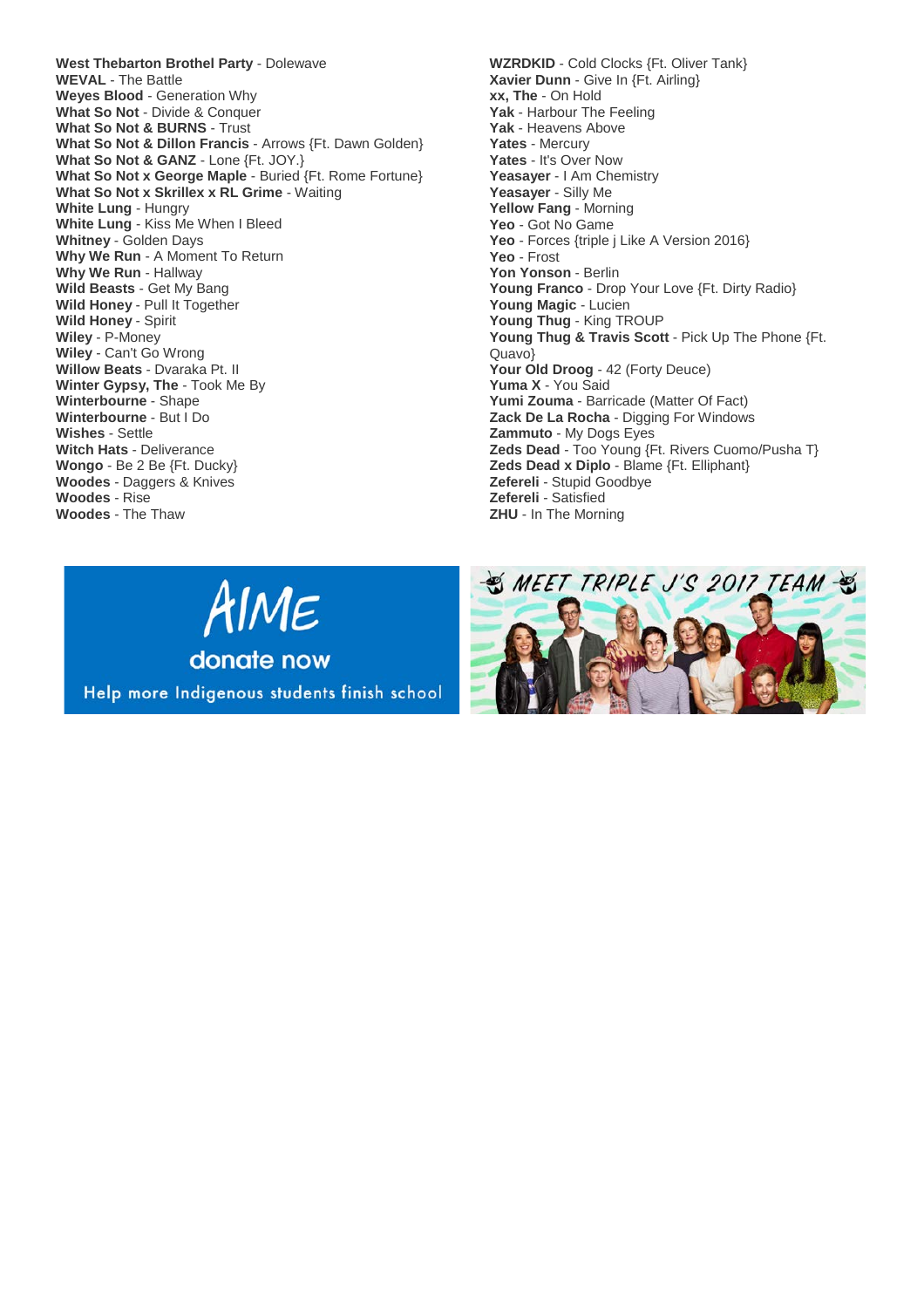**West Thebarton Brothel Party** - Dolewave
**WEVAL** - The Battle
**Weyes Blood** - Generation Why
**What So Not** - Divide & Conquer
**What So Not & BURNS** - Trust
**What So Not & Dillon Francis** - Arrows {Ft. Dawn Golden}
**What So Not & GANZ** - Lone {Ft. JOY.}
**What So Not x George Maple** - Buried {Ft. Rome Fortune}
**What So Not x Skrillex x RL Grime** - Waiting
**White Lung** - Hungry
**White Lung** - Kiss Me When I Bleed
**Whitney** - Golden Days
**Why We Run** - A Moment To Return
**Why We Run** - Hallway
**Wild Beasts** - Get My Bang
**Wild Honey** - Pull It Together
**Wild Honey** - Spirit
**Wiley** - P-Money
**Wiley** - Can't Go Wrong
**Willow Beats** - Dvaraka Pt. II
**Winter Gypsy, The** - Took Me By
**Winterbourne** - Shape
**Winterbourne** - But I Do
**Wishes** - Settle
**Witch Hats** - Deliverance
**Wongo** - Be 2 Be {Ft. Ducky}
**Woodes** - Daggers & Knives
**Woodes** - Rise
**Woodes** - The Thaw
**WZRDKID** - Cold Clocks {Ft. Oliver Tank}
**Xavier Dunn** - Give In {Ft. Airling}
**xx, The** - On Hold
**Yak** - Harbour The Feeling
**Yak** - Heavens Above
**Yates** - Mercury
**Yates** - It's Over Now
**Yeasayer** - I Am Chemistry
**Yeasayer** - Silly Me
**Yellow Fang** - Morning
**Yeo** - Got No Game
**Yeo** - Forces {triple j Like A Version 2016}
**Yeo** - Frost
**Yon Yonson** - Berlin
**Young Franco** - Drop Your Love {Ft. Dirty Radio}
**Young Magic** - Lucien
**Young Thug** - King TROUP
**Young Thug & Travis Scott** - Pick Up The Phone {Ft. Quavo}
**Your Old Droog** - 42 (Forty Deuce)
**Yuma X** - You Said
**Yumi Zouma** - Barricade (Matter Of Fact)
**Zack De La Rocha** - Digging For Windows
**Zammuto** - My Dogs Eyes
**Zeds Dead** - Too Young {Ft. Rivers Cuomo/Pusha T}
**Zeds Dead x Diplo** - Blame {Ft. Elliphant}
**Zefereli** - Stupid Goodbye
**Zefereli** - Satisfied
**ZHU** - In The Morning

AIME
donate now
Help more Indigenous students finish school

MEET TRIPLE J'S 2017 TEAM